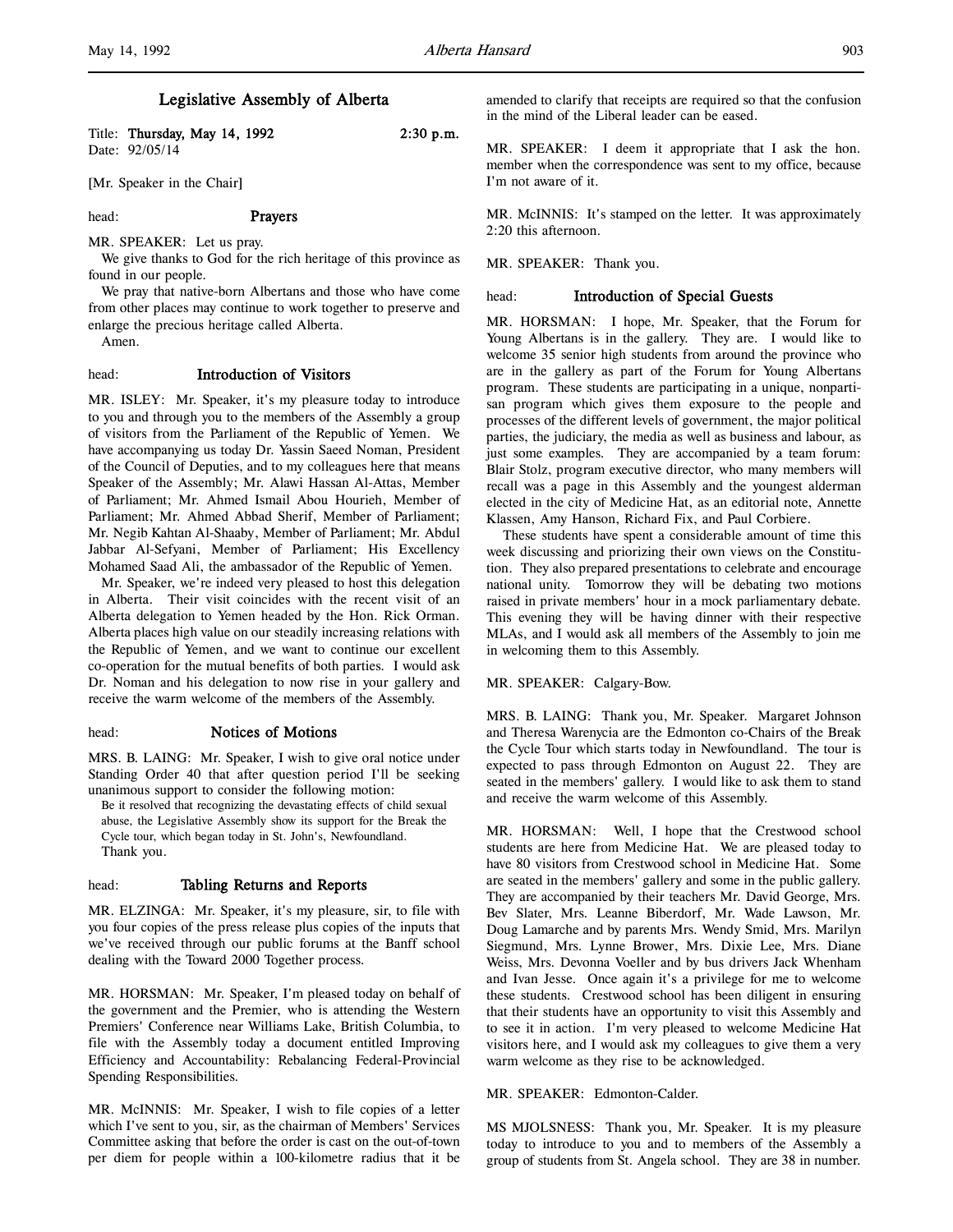# Legislative Assembly of Alberta

Title: **Thursday, May 14, 1992** 2:30 p.m.
Date: 92/05/14

[Mr. Speaker in the Chair]

head: **Prayers**

MR. SPEAKER: Let us pray.

We give thanks to God for the rich heritage of this province as found in our people.

We pray that native-born Albertans and those who have come from other places may continue to work together to preserve and enlarge the precious heritage called Alberta.

Amen.

head: **Introduction of Visitors**

MR. ISLEY: Mr. Speaker, it's my pleasure today to introduce to you and through you to the members of the Assembly a group of visitors from the Parliament of the Republic of Yemen. We have accompanying us today Dr. Yassin Saeed Noman, President of the Council of Deputies, and to my colleagues here that means Speaker of the Assembly; Mr. Alawi Hassan Al-Attas, Member of Parliament; Mr. Ahmed Ismail Abou Hourieh, Member of Parliament; Mr. Ahmed Abbad Sherif, Member of Parliament; Mr. Negib Kahtan Al-Shaaby, Member of Parliament; Mr. Abdul Jabbar Al-Sefyani, Member of Parliament; His Excellency Mohamed Saad Ali, the ambassador of the Republic of Yemen.

Mr. Speaker, we're indeed very pleased to host this delegation in Alberta. Their visit coincides with the recent visit of an Alberta delegation to Yemen headed by the Hon. Rick Orman. Alberta places high value on our steadily increasing relations with the Republic of Yemen, and we want to continue our excellent co-operation for the mutual benefits of both parties. I would ask Dr. Noman and his delegation to now rise in your gallery and receive the warm welcome of the members of the Assembly.

head: **Notices of Motions**

MRS. B. LAING: Mr. Speaker, I wish to give oral notice under Standing Order 40 that after question period I'll be seeking unanimous support to consider the following motion:

> Be it resolved that recognizing the devastating effects of child sexual abuse, the Legislative Assembly show its support for the Break the Cycle tour, which began today in St. John's, Newfoundland.

Thank you.

head: **Tabling Returns and Reports**

MR. ELZINGA: Mr. Speaker, it's my pleasure, sir, to file with you four copies of the press release plus copies of the inputs that we've received through our public forums at the Banff school dealing with the Toward 2000 Together process.

MR. HORSMAN: Mr. Speaker, I'm pleased today on behalf of the government and the Premier, who is attending the Western Premiers' Conference near Williams Lake, British Columbia, to file with the Assembly today a document entitled Improving Efficiency and Accountability: Rebalancing Federal-Provincial Spending Responsibilities.

MR. McINNIS: Mr. Speaker, I wish to file copies of a letter which I've sent to you, sir, as the chairman of Members' Services Committee asking that before the order is cast on the out-of-town per diem for people within a 100-kilometre radius that it be amended to clarify that receipts are required so that the confusion in the mind of the Liberal leader can be eased.

MR. SPEAKER: I deem it appropriate that I ask the hon. member when the correspondence was sent to my office, because I'm not aware of it.

MR. McINNIS: It's stamped on the letter. It was approximately 2:20 this afternoon.

MR. SPEAKER: Thank you.

head: **Introduction of Special Guests**

MR. HORSMAN: I hope, Mr. Speaker, that the Forum for Young Albertans is in the gallery. They are. I would like to welcome 35 senior high students from around the province who are in the gallery as part of the Forum for Young Albertans program. These students are participating in a unique, nonpartisan program which gives them exposure to the people and processes of the different levels of government, the major political parties, the judiciary, the media as well as business and labour, as just some examples. They are accompanied by a team forum: Blair Stolz, program executive director, who many members will recall was a page in this Assembly and the youngest alderman elected in the city of Medicine Hat, as an editorial note, Annette Klassen, Amy Hanson, Richard Fix, and Paul Corbiere.

These students have spent a considerable amount of time this week discussing and priorizing their own views on the Constitution. They also prepared presentations to celebrate and encourage national unity. Tomorrow they will be debating two motions raised in private members' hour in a mock parliamentary debate. This evening they will be having dinner with their respective MLAs, and I would ask all members of the Assembly to join me in welcoming them to this Assembly.

MR. SPEAKER: Calgary-Bow.

MRS. B. LAING: Thank you, Mr. Speaker. Margaret Johnson and Theresa Warenycia are the Edmonton co-Chairs of the Break the Cycle Tour which starts today in Newfoundland. The tour is expected to pass through Edmonton on August 22. They are seated in the members' gallery. I would like to ask them to stand and receive the warm welcome of this Assembly.

MR. HORSMAN: Well, I hope that the Crestwood school students are here from Medicine Hat. We are pleased today to have 80 visitors from Crestwood school in Medicine Hat. Some are seated in the members' gallery and some in the public gallery. They are accompanied by their teachers Mr. David George, Mrs. Bev Slater, Mrs. Leanne Biberdorf, Mr. Wade Lawson, Mr. Doug Lamarche and by parents Mrs. Wendy Smid, Mrs. Marilyn Siegmund, Mrs. Lynne Brower, Mrs. Dixie Lee, Mrs. Diane Weiss, Mrs. Devonna Voeller and by bus drivers Jack Whenham and Ivan Jesse. Once again it's a privilege for me to welcome these students. Crestwood school has been diligent in ensuring that their students have an opportunity to visit this Assembly and to see it in action. I'm very pleased to welcome Medicine Hat visitors here, and I would ask my colleagues to give them a very warm welcome as they rise to be acknowledged.

MR. SPEAKER: Edmonton-Calder.

MS MJOLSNESS: Thank you, Mr. Speaker. It is my pleasure today to introduce to you and to members of the Assembly a group of students from St. Angela school. They are 38 in number.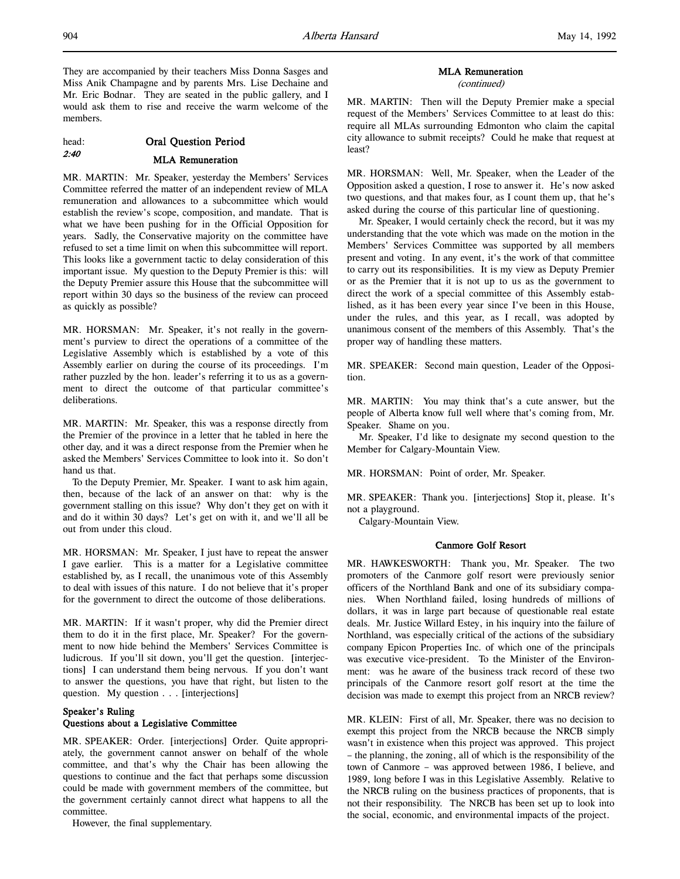They are accompanied by their teachers Miss Donna Sasges and Miss Anik Champagne and by parents Mrs. Lise Dechaine and Mr. Eric Bodnar. They are seated in the public gallery, and I would ask them to rise and receive the warm welcome of the members.

head: **Oral Question Period**

*2:40*

### MLA Remuneration

MR. MARTIN: Mr. Speaker, yesterday the Members' Services Committee referred the matter of an independent review of MLA remuneration and allowances to a subcommittee which would establish the review's scope, composition, and mandate. That is what we have been pushing for in the Official Opposition for years. Sadly, the Conservative majority on the committee have refused to set a time limit on when this subcommittee will report. This looks like a government tactic to delay consideration of this important issue. My question to the Deputy Premier is this: will the Deputy Premier assure this House that the subcommittee will report within 30 days so the business of the review can proceed as quickly as possible?

MR. HORSMAN: Mr. Speaker, it's not really in the government's purview to direct the operations of a committee of the Legislative Assembly which is established by a vote of this Assembly earlier on during the course of its proceedings. I'm rather puzzled by the hon. leader's referring it to us as a government to direct the outcome of that particular committee's deliberations.

MR. MARTIN: Mr. Speaker, this was a response directly from the Premier of the province in a letter that he tabled in here the other day, and it was a direct response from the Premier when he asked the Members' Services Committee to look into it. So don't hand us that.

To the Deputy Premier, Mr. Speaker. I want to ask him again, then, because of the lack of an answer on that: why is the government stalling on this issue? Why don't they get on with it and do it within 30 days? Let's get on with it, and we'll all be out from under this cloud.

MR. HORSMAN: Mr. Speaker, I just have to repeat the answer I gave earlier. This is a matter for a Legislative committee established by, as I recall, the unanimous vote of this Assembly to deal with issues of this nature. I do not believe that it's proper for the government to direct the outcome of those deliberations.

MR. MARTIN: If it wasn't proper, why did the Premier direct them to do it in the first place, Mr. Speaker? For the government to now hide behind the Members' Services Committee is ludicrous. If you'll sit down, you'll get the question. [interjections] I can understand them being nervous. If you don't want to answer the questions, you have that right, but listen to the question. My question . . . [interjections]

### Speaker's Ruling
### Questions about a Legislative Committee

MR. SPEAKER: Order. [interjections] Order. Quite appropriately, the government cannot answer on behalf of the whole committee, and that's why the Chair has been allowing the questions to continue and the fact that perhaps some discussion could be made with government members of the committee, but the government certainly cannot direct what happens to all the committee.

However, the final supplementary.

### MLA Remuneration
*(continued)*

MR. MARTIN: Then will the Deputy Premier make a special request of the Members' Services Committee to at least do this: require all MLAs surrounding Edmonton who claim the capital city allowance to submit receipts? Could he make that request at least?

MR. HORSMAN: Well, Mr. Speaker, when the Leader of the Opposition asked a question, I rose to answer it. He's now asked two questions, and that makes four, as I count them up, that he's asked during the course of this particular line of questioning.

Mr. Speaker, I would certainly check the record, but it was my understanding that the vote which was made on the motion in the Members' Services Committee was supported by all members present and voting. In any event, it's the work of that committee to carry out its responsibilities. It is my view as Deputy Premier or as the Premier that it is not up to us as the government to direct the work of a special committee of this Assembly established, as it has been every year since I've been in this House, under the rules, and this year, as I recall, was adopted by unanimous consent of the members of this Assembly. That's the proper way of handling these matters.

MR. SPEAKER: Second main question, Leader of the Opposition.

MR. MARTIN: You may think that's a cute answer, but the people of Alberta know full well where that's coming from, Mr. Speaker. Shame on you.

Mr. Speaker, I'd like to designate my second question to the Member for Calgary-Mountain View.

MR. HORSMAN: Point of order, Mr. Speaker.

MR. SPEAKER: Thank you. [interjections] Stop it, please. It's not a playground.

Calgary-Mountain View.

### Canmore Golf Resort

MR. HAWKESWORTH: Thank you, Mr. Speaker. The two promoters of the Canmore golf resort were previously senior officers of the Northland Bank and one of its subsidiary companies. When Northland failed, losing hundreds of millions of dollars, it was in large part because of questionable real estate deals. Mr. Justice Willard Estey, in his inquiry into the failure of Northland, was especially critical of the actions of the subsidiary company Epicon Properties Inc. of which one of the principals was executive vice-president. To the Minister of the Environment: was he aware of the business track record of these two principals of the Canmore resort golf resort at the time the decision was made to exempt this project from an NRCB review?

MR. KLEIN: First of all, Mr. Speaker, there was no decision to exempt this project from the NRCB because the NRCB simply wasn't in existence when this project was approved. This project – the planning, the zoning, all of which is the responsibility of the town of Canmore – was approved between 1986, I believe, and 1989, long before I was in this Legislative Assembly. Relative to the NRCB ruling on the business practices of proponents, that is not their responsibility. The NRCB has been set up to look into the social, economic, and environmental impacts of the project.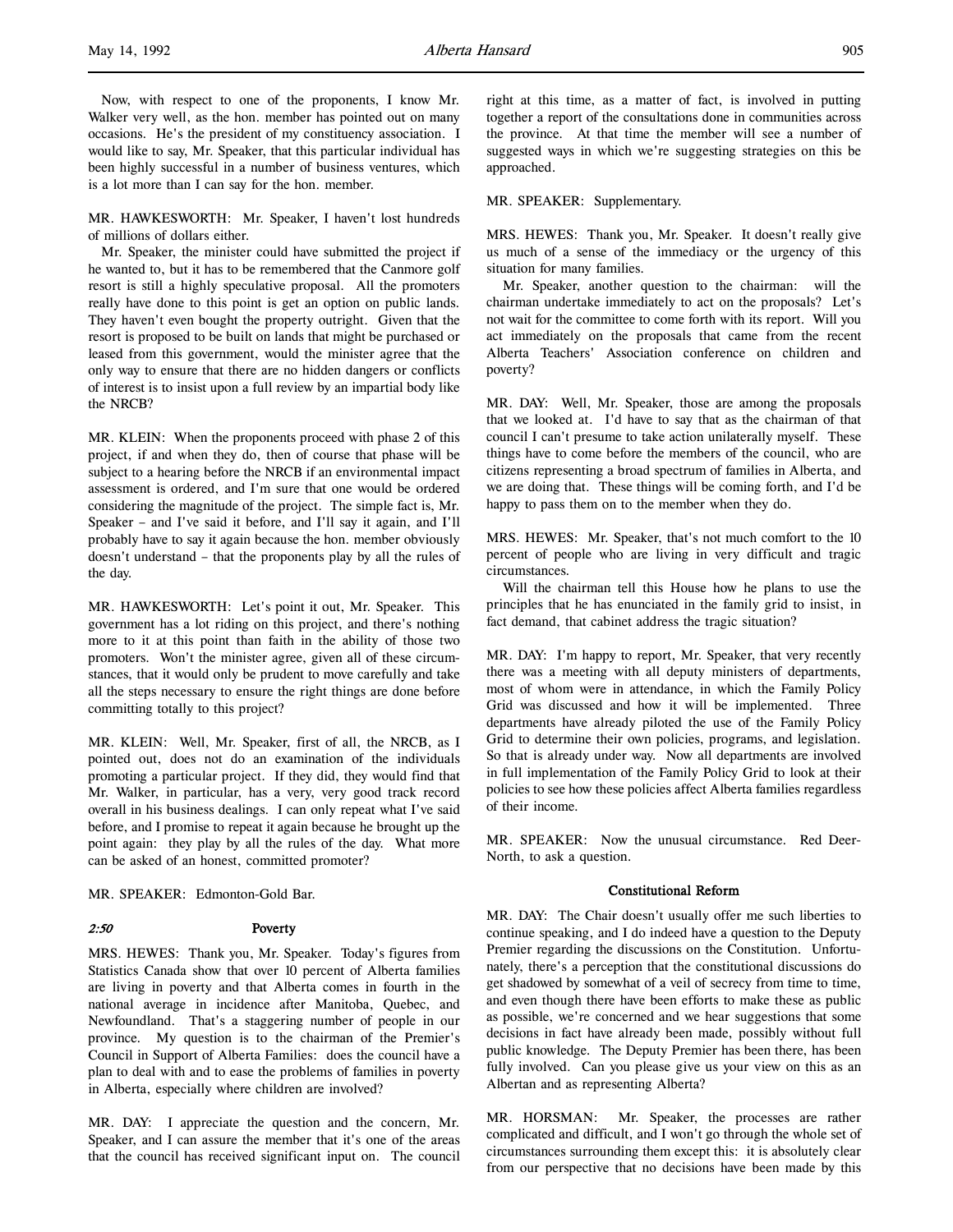Now, with respect to one of the proponents, I know Mr. Walker very well, as the hon. member has pointed out on many occasions. He's the president of my constituency association. I would like to say, Mr. Speaker, that this particular individual has been highly successful in a number of business ventures, which is a lot more than I can say for the hon. member.

MR. HAWKESWORTH: Mr. Speaker, I haven't lost hundreds of millions of dollars either.

Mr. Speaker, the minister could have submitted the project if he wanted to, but it has to be remembered that the Canmore golf resort is still a highly speculative proposal. All the promoters really have done to this point is get an option on public lands. They haven't even bought the property outright. Given that the resort is proposed to be built on lands that might be purchased or leased from this government, would the minister agree that the only way to ensure that there are no hidden dangers or conflicts of interest is to insist upon a full review by an impartial body like the NRCB?

MR. KLEIN: When the proponents proceed with phase 2 of this project, if and when they do, then of course that phase will be subject to a hearing before the NRCB if an environmental impact assessment is ordered, and I'm sure that one would be ordered considering the magnitude of the project. The simple fact is, Mr. Speaker – and I've said it before, and I'll say it again, and I'll probably have to say it again because the hon. member obviously doesn't understand – that the proponents play by all the rules of the day.

MR. HAWKESWORTH: Let's point it out, Mr. Speaker. This government has a lot riding on this project, and there's nothing more to it at this point than faith in the ability of those two promoters. Won't the minister agree, given all of these circumstances, that it would only be prudent to move carefully and take all the steps necessary to ensure the right things are done before committing totally to this project?

MR. KLEIN: Well, Mr. Speaker, first of all, the NRCB, as I pointed out, does not do an examination of the individuals promoting a particular project. If they did, they would find that Mr. Walker, in particular, has a very, very good track record overall in his business dealings. I can only repeat what I've said before, and I promise to repeat it again because he brought up the point again: they play by all the rules of the day. What more can be asked of an honest, committed promoter?

MR. SPEAKER: Edmonton-Gold Bar.

*2:50*

### Poverty

MRS. HEWES: Thank you, Mr. Speaker. Today's figures from Statistics Canada show that over 10 percent of Alberta families are living in poverty and that Alberta comes in fourth in the national average in incidence after Manitoba, Quebec, and Newfoundland. That's a staggering number of people in our province. My question is to the chairman of the Premier's Council in Support of Alberta Families: does the council have a plan to deal with and to ease the problems of families in poverty in Alberta, especially where children are involved?

MR. DAY: I appreciate the question and the concern, Mr. Speaker, and I can assure the member that it's one of the areas that the council has received significant input on. The council right at this time, as a matter of fact, is involved in putting together a report of the consultations done in communities across the province. At that time the member will see a number of suggested ways in which we're suggesting strategies on this be approached.

MR. SPEAKER: Supplementary.

MRS. HEWES: Thank you, Mr. Speaker. It doesn't really give us much of a sense of the immediacy or the urgency of this situation for many families.

Mr. Speaker, another question to the chairman: will the chairman undertake immediately to act on the proposals? Let's not wait for the committee to come forth with its report. Will you act immediately on the proposals that came from the recent Alberta Teachers' Association conference on children and poverty?

MR. DAY: Well, Mr. Speaker, those are among the proposals that we looked at. I'd have to say that as the chairman of that council I can't presume to take action unilaterally myself. These things have to come before the members of the council, who are citizens representing a broad spectrum of families in Alberta, and we are doing that. These things will be coming forth, and I'd be happy to pass them on to the member when they do.

MRS. HEWES: Mr. Speaker, that's not much comfort to the 10 percent of people who are living in very difficult and tragic circumstances.

Will the chairman tell this House how he plans to use the principles that he has enunciated in the family grid to insist, in fact demand, that cabinet address the tragic situation?

MR. DAY: I'm happy to report, Mr. Speaker, that very recently there was a meeting with all deputy ministers of departments, most of whom were in attendance, in which the Family Policy Grid was discussed and how it will be implemented. Three departments have already piloted the use of the Family Policy Grid to determine their own policies, programs, and legislation. So that is already under way. Now all departments are involved in full implementation of the Family Policy Grid to look at their policies to see how these policies affect Alberta families regardless of their income.

MR. SPEAKER: Now the unusual circumstance. Red Deer-North, to ask a question.

### Constitutional Reform

MR. DAY: The Chair doesn't usually offer me such liberties to continue speaking, and I do indeed have a question to the Deputy Premier regarding the discussions on the Constitution. Unfortunately, there's a perception that the constitutional discussions do get shadowed by somewhat of a veil of secrecy from time to time, and even though there have been efforts to make these as public as possible, we're concerned and we hear suggestions that some decisions in fact have already been made, possibly without full public knowledge. The Deputy Premier has been there, has been fully involved. Can you please give us your view on this as an Albertan and as representing Alberta?

MR. HORSMAN: Mr. Speaker, the processes are rather complicated and difficult, and I won't go through the whole set of circumstances surrounding them except this: it is absolutely clear from our perspective that no decisions have been made by this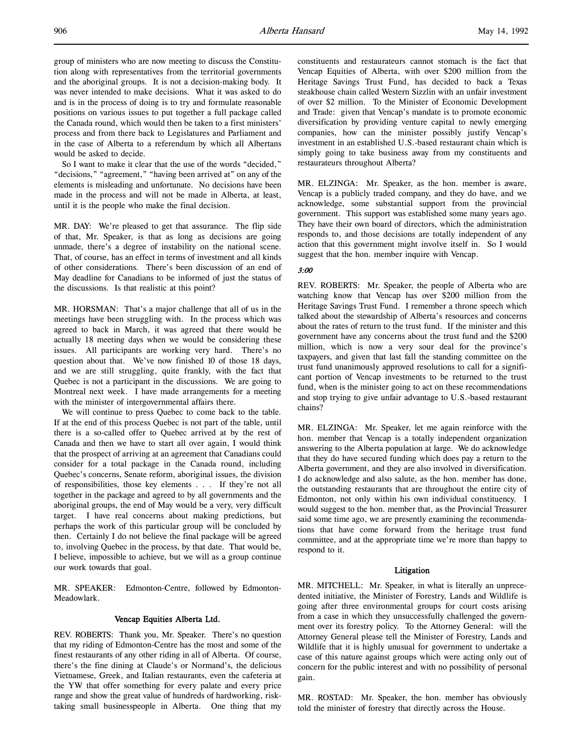group of ministers who are now meeting to discuss the Constitution along with representatives from the territorial governments and the aboriginal groups. It is not a decision-making body. It was never intended to make decisions. What it was asked to do and is in the process of doing is to try and formulate reasonable positions on various issues to put together a full package called the Canada round, which would then be taken to a first ministers' process and from there back to Legislatures and Parliament and in the case of Alberta to a referendum by which all Albertans would be asked to decide.

So I want to make it clear that the use of the words "decided," "decisions," "agreement," "having been arrived at" on any of the elements is misleading and unfortunate. No decisions have been made in the process and will not be made in Alberta, at least, until it is the people who make the final decision.

MR. DAY: We're pleased to get that assurance. The flip side of that, Mr. Speaker, is that as long as decisions are going unmade, there's a degree of instability on the national scene. That, of course, has an effect in terms of investment and all kinds of other considerations. There's been discussion of an end of May deadline for Canadians to be informed of just the status of the discussions. Is that realistic at this point?

MR. HORSMAN: That's a major challenge that all of us in the meetings have been struggling with. In the process which was agreed to back in March, it was agreed that there would be actually 18 meeting days when we would be considering these issues. All participants are working very hard. There's no question about that. We've now finished 10 of those 18 days, and we are still struggling, quite frankly, with the fact that Quebec is not a participant in the discussions. We are going to Montreal next week. I have made arrangements for a meeting with the minister of intergovernmental affairs there.

We will continue to press Quebec to come back to the table. If at the end of this process Quebec is not part of the table, until there is a so-called offer to Quebec arrived at by the rest of Canada and then we have to start all over again, I would think that the prospect of arriving at an agreement that Canadians could consider for a total package in the Canada round, including Quebec's concerns, Senate reform, aboriginal issues, the division of responsibilities, those key elements . . . If they're not all together in the package and agreed to by all governments and the aboriginal groups, the end of May would be a very, very difficult target. I have real concerns about making predictions, but perhaps the work of this particular group will be concluded by then. Certainly I do not believe the final package will be agreed to, involving Quebec in the process, by that date. That would be, I believe, impossible to achieve, but we will as a group continue our work towards that goal.

MR. SPEAKER: Edmonton-Centre, followed by Edmonton-Meadowlark.

### Vencap Equities Alberta Ltd.

REV. ROBERTS: Thank you, Mr. Speaker. There's no question that my riding of Edmonton-Centre has the most and some of the finest restaurants of any other riding in all of Alberta. Of course, there's the fine dining at Claude's or Normand's, the delicious Vietnamese, Greek, and Italian restaurants, even the cafeteria at the YW that offer something for every palate and every price range and show the great value of hundreds of hardworking, risk-taking small businesspeople in Alberta. One thing that my constituents and restaurateurs cannot stomach is the fact that Vencap Equities of Alberta, with over $200 million from the Heritage Savings Trust Fund, has decided to back a Texas steakhouse chain called Western Sizzlin with an unfair investment of over $2 million. To the Minister of Economic Development and Trade: given that Vencap's mandate is to promote economic diversification by providing venture capital to newly emerging companies, how can the minister possibly justify Vencap's investment in an established U.S.-based restaurant chain which is simply going to take business away from my constituents and restaurateurs throughout Alberta?

MR. ELZINGA: Mr. Speaker, as the hon. member is aware, Vencap is a publicly traded company, and they do have, and we acknowledge, some substantial support from the provincial government. This support was established some many years ago. They have their own board of directors, which the administration responds to, and those decisions are totally independent of any action that this government might involve itself in. So I would suggest that the hon. member inquire with Vencap.

*3:00*

REV. ROBERTS: Mr. Speaker, the people of Alberta who are watching know that Vencap has over $200 million from the Heritage Savings Trust Fund. I remember a throne speech which talked about the stewardship of Alberta's resources and concerns about the rates of return to the trust fund. If the minister and this government have any concerns about the trust fund and the $200 million, which is now a very sour deal for the province's taxpayers, and given that last fall the standing committee on the trust fund unanimously approved resolutions to call for a significant portion of Vencap investments to be returned to the trust fund, when is the minister going to act on these recommendations and stop trying to give unfair advantage to U.S.-based restaurant chains?

MR. ELZINGA: Mr. Speaker, let me again reinforce with the hon. member that Vencap is a totally independent organization answering to the Alberta population at large. We do acknowledge that they do have secured funding which does pay a return to the Alberta government, and they are also involved in diversification. I do acknowledge and also salute, as the hon. member has done, the outstanding restaurants that are throughout the entire city of Edmonton, not only within his own individual constituency. I would suggest to the hon. member that, as the Provincial Treasurer said some time ago, we are presently examining the recommendations that have come forward from the heritage trust fund committee, and at the appropriate time we're more than happy to respond to it.

### Litigation

MR. MITCHELL: Mr. Speaker, in what is literally an unprecedented initiative, the Minister of Forestry, Lands and Wildlife is going after three environmental groups for court costs arising from a case in which they unsuccessfully challenged the government over its forestry policy. To the Attorney General: will the Attorney General please tell the Minister of Forestry, Lands and Wildlife that it is highly unusual for government to undertake a case of this nature against groups which were acting only out of concern for the public interest and with no possibility of personal gain.

MR. ROSTAD: Mr. Speaker, the hon. member has obviously told the minister of forestry that directly across the House.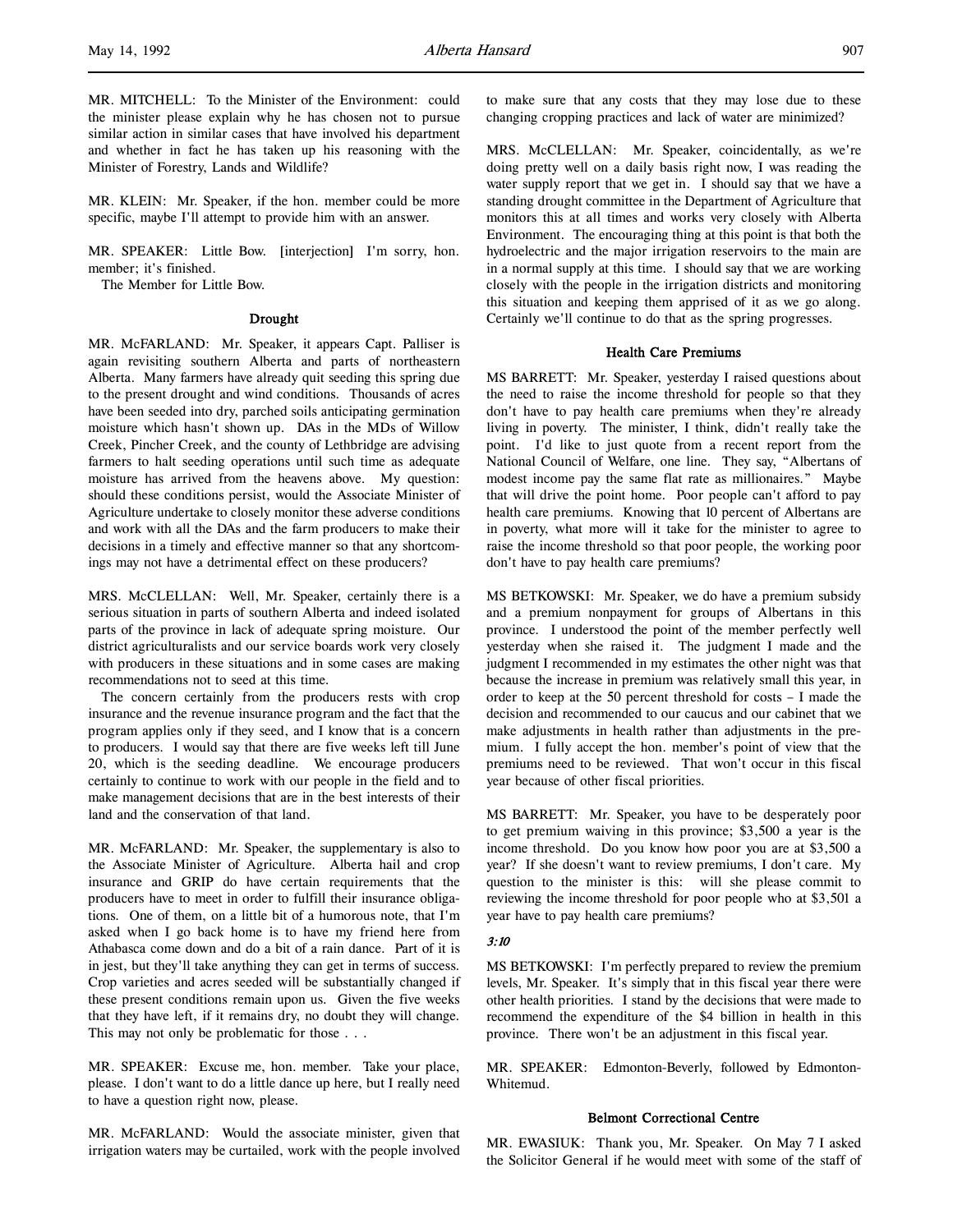MR. MITCHELL: To the Minister of the Environment: could the minister please explain why he has chosen not to pursue similar action in similar cases that have involved his department and whether in fact he has taken up his reasoning with the Minister of Forestry, Lands and Wildlife?

MR. KLEIN: Mr. Speaker, if the hon. member could be more specific, maybe I'll attempt to provide him with an answer.

MR. SPEAKER: Little Bow. [interjection] I'm sorry, hon. member; it's finished.

The Member for Little Bow.

### Drought

MR. McFARLAND: Mr. Speaker, it appears Capt. Palliser is again revisiting southern Alberta and parts of northeastern Alberta. Many farmers have already quit seeding this spring due to the present drought and wind conditions. Thousands of acres have been seeded into dry, parched soils anticipating germination moisture which hasn't shown up. DAs in the MDs of Willow Creek, Pincher Creek, and the county of Lethbridge are advising farmers to halt seeding operations until such time as adequate moisture has arrived from the heavens above. My question: should these conditions persist, would the Associate Minister of Agriculture undertake to closely monitor these adverse conditions and work with all the DAs and the farm producers to make their decisions in a timely and effective manner so that any shortcomings may not have a detrimental effect on these producers?

MRS. McCLELLAN: Well, Mr. Speaker, certainly there is a serious situation in parts of southern Alberta and indeed isolated parts of the province in lack of adequate spring moisture. Our district agriculturalists and our service boards work very closely with producers in these situations and in some cases are making recommendations not to seed at this time.

The concern certainly from the producers rests with crop insurance and the revenue insurance program and the fact that the program applies only if they seed, and I know that is a concern to producers. I would say that there are five weeks left till June 20, which is the seeding deadline. We encourage producers certainly to continue to work with our people in the field and to make management decisions that are in the best interests of their land and the conservation of that land.

MR. McFARLAND: Mr. Speaker, the supplementary is also to the Associate Minister of Agriculture. Alberta hail and crop insurance and GRIP do have certain requirements that the producers have to meet in order to fulfill their insurance obligations. One of them, on a little bit of a humorous note, that I'm asked when I go back home is to have my friend here from Athabasca come down and do a bit of a rain dance. Part of it is in jest, but they'll take anything they can get in terms of success. Crop varieties and acres seeded will be substantially changed if these present conditions remain upon us. Given the five weeks that they have left, if it remains dry, no doubt they will change. This may not only be problematic for those . . .

MR. SPEAKER: Excuse me, hon. member. Take your place, please. I don't want to do a little dance up here, but I really need to have a question right now, please.

MR. McFARLAND: Would the associate minister, given that irrigation waters may be curtailed, work with the people involved to make sure that any costs that they may lose due to these changing cropping practices and lack of water are minimized?

MRS. McCLELLAN: Mr. Speaker, coincidentally, as we're doing pretty well on a daily basis right now, I was reading the water supply report that we get in. I should say that we have a standing drought committee in the Department of Agriculture that monitors this at all times and works very closely with Alberta Environment. The encouraging thing at this point is that both the hydroelectric and the major irrigation reservoirs to the main are in a normal supply at this time. I should say that we are working closely with the people in the irrigation districts and monitoring this situation and keeping them apprised of it as we go along. Certainly we'll continue to do that as the spring progresses.

### Health Care Premiums

MS BARRETT: Mr. Speaker, yesterday I raised questions about the need to raise the income threshold for people so that they don't have to pay health care premiums when they're already living in poverty. The minister, I think, didn't really take the point. I'd like to just quote from a recent report from the National Council of Welfare, one line. They say, "Albertans of modest income pay the same flat rate as millionaires." Maybe that will drive the point home. Poor people can't afford to pay health care premiums. Knowing that 10 percent of Albertans are in poverty, what more will it take for the minister to agree to raise the income threshold so that poor people, the working poor don't have to pay health care premiums?

MS BETKOWSKI: Mr. Speaker, we do have a premium subsidy and a premium nonpayment for groups of Albertans in this province. I understood the point of the member perfectly well yesterday when she raised it. The judgment I made and the judgment I recommended in my estimates the other night was that because the increase in premium was relatively small this year, in order to keep at the 50 percent threshold for costs – I made the decision and recommended to our caucus and our cabinet that we make adjustments in health rather than adjustments in the premium. I fully accept the hon. member's point of view that the premiums need to be reviewed. That won't occur in this fiscal year because of other fiscal priorities.

MS BARRETT: Mr. Speaker, you have to be desperately poor to get premium waiving in this province; $3,500 a year is the income threshold. Do you know how poor you are at $3,500 a year? If she doesn't want to review premiums, I don't care. My question to the minister is this: will she please commit to reviewing the income threshold for poor people who at $3,501 a year have to pay health care premiums?

*3:10*

MS BETKOWSKI: I'm perfectly prepared to review the premium levels, Mr. Speaker. It's simply that in this fiscal year there were other health priorities. I stand by the decisions that were made to recommend the expenditure of the $4 billion in health in this province. There won't be an adjustment in this fiscal year.

MR. SPEAKER: Edmonton-Beverly, followed by Edmonton-Whitemud.

### Belmont Correctional Centre

MR. EWASIUK: Thank you, Mr. Speaker. On May 7 I asked the Solicitor General if he would meet with some of the staff of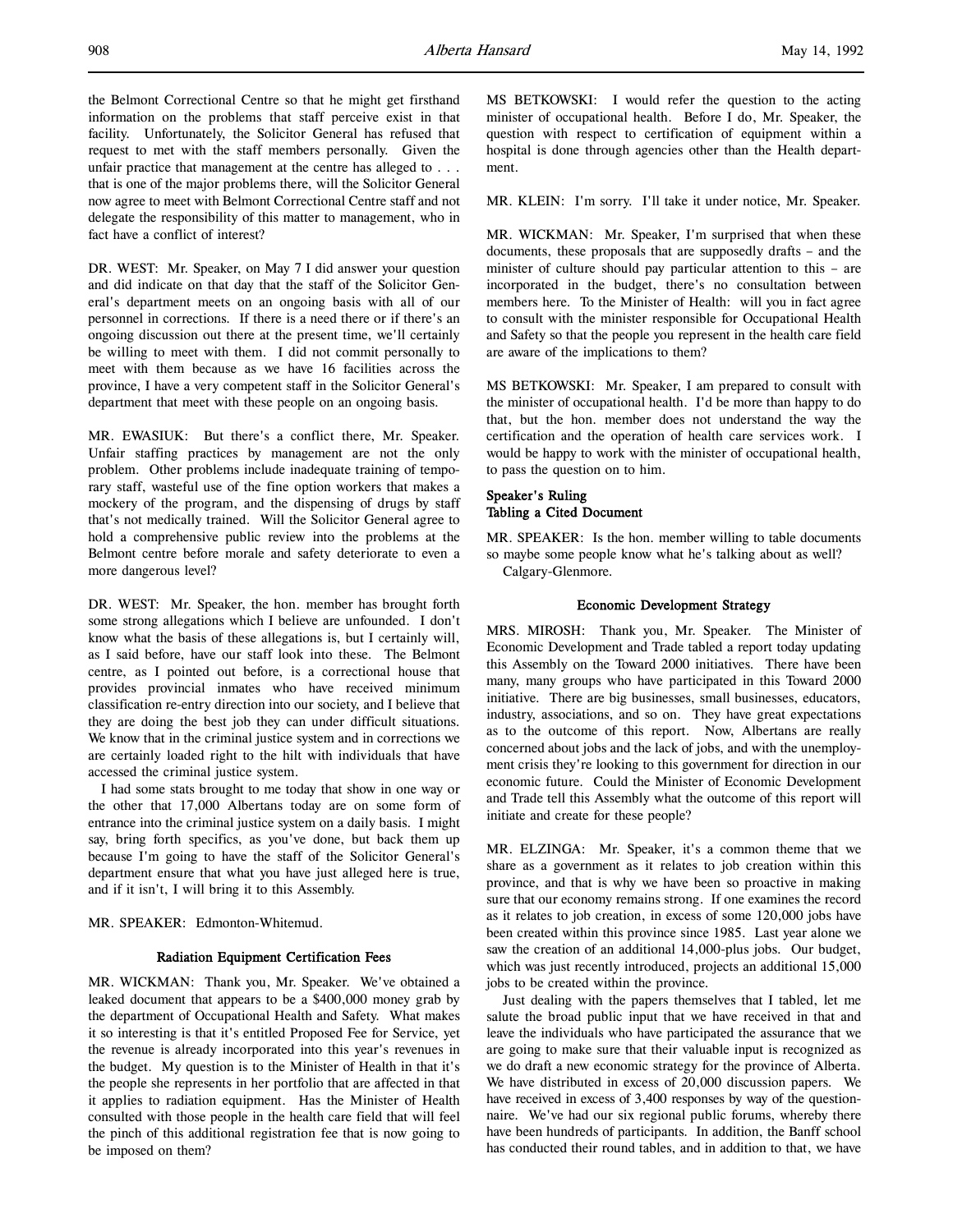the Belmont Correctional Centre so that he might get firsthand information on the problems that staff perceive exist in that facility. Unfortunately, the Solicitor General has refused that request to met with the staff members personally. Given the unfair practice that management at the centre has alleged to . . . that is one of the major problems there, will the Solicitor General now agree to meet with Belmont Correctional Centre staff and not delegate the responsibility of this matter to management, who in fact have a conflict of interest?

DR. WEST: Mr. Speaker, on May 7 I did answer your question and did indicate on that day that the staff of the Solicitor General's department meets on an ongoing basis with all of our personnel in corrections. If there is a need there or if there's an ongoing discussion out there at the present time, we'll certainly be willing to meet with them. I did not commit personally to meet with them because as we have 16 facilities across the province, I have a very competent staff in the Solicitor General's department that meet with these people on an ongoing basis.

MR. EWASIUK: But there's a conflict there, Mr. Speaker. Unfair staffing practices by management are not the only problem. Other problems include inadequate training of temporary staff, wasteful use of the fine option workers that makes a mockery of the program, and the dispensing of drugs by staff that's not medically trained. Will the Solicitor General agree to hold a comprehensive public review into the problems at the Belmont centre before morale and safety deteriorate to even a more dangerous level?

DR. WEST: Mr. Speaker, the hon. member has brought forth some strong allegations which I believe are unfounded. I don't know what the basis of these allegations is, but I certainly will, as I said before, have our staff look into these. The Belmont centre, as I pointed out before, is a correctional house that provides provincial inmates who have received minimum classification re-entry direction into our society, and I believe that they are doing the best job they can under difficult situations. We know that in the criminal justice system and in corrections we are certainly loaded right to the hilt with individuals that have accessed the criminal justice system.

I had some stats brought to me today that show in one way or the other that 17,000 Albertans today are on some form of entrance into the criminal justice system on a daily basis. I might say, bring forth specifics, as you've done, but back them up because I'm going to have the staff of the Solicitor General's department ensure that what you have just alleged here is true, and if it isn't, I will bring it to this Assembly.

MR. SPEAKER: Edmonton-Whitemud.

### Radiation Equipment Certification Fees

MR. WICKMAN: Thank you, Mr. Speaker. We've obtained a leaked document that appears to be a $400,000 money grab by the department of Occupational Health and Safety. What makes it so interesting is that it's entitled Proposed Fee for Service, yet the revenue is already incorporated into this year's revenues in the budget. My question is to the Minister of Health in that it's the people she represents in her portfolio that are affected in that it applies to radiation equipment. Has the Minister of Health consulted with those people in the health care field that will feel the pinch of this additional registration fee that is now going to be imposed on them?

MS BETKOWSKI: I would refer the question to the acting minister of occupational health. Before I do, Mr. Speaker, the question with respect to certification of equipment within a hospital is done through agencies other than the Health department.

MR. KLEIN: I'm sorry. I'll take it under notice, Mr. Speaker.

MR. WICKMAN: Mr. Speaker, I'm surprised that when these documents, these proposals that are supposedly drafts – and the minister of culture should pay particular attention to this – are incorporated in the budget, there's no consultation between members here. To the Minister of Health: will you in fact agree to consult with the minister responsible for Occupational Health and Safety so that the people you represent in the health care field are aware of the implications to them?

MS BETKOWSKI: Mr. Speaker, I am prepared to consult with the minister of occupational health. I'd be more than happy to do that, but the hon. member does not understand the way the certification and the operation of health care services work. I would be happy to work with the minister of occupational health, to pass the question on to him.

### Speaker's Ruling
### Tabling a Cited Document

MR. SPEAKER: Is the hon. member willing to table documents so maybe some people know what he's talking about as well?

Calgary-Glenmore.

### Economic Development Strategy

MRS. MIROSH: Thank you, Mr. Speaker. The Minister of Economic Development and Trade tabled a report today updating this Assembly on the Toward 2000 initiatives. There have been many, many groups who have participated in this Toward 2000 initiative. There are big businesses, small businesses, educators, industry, associations, and so on. They have great expectations as to the outcome of this report. Now, Albertans are really concerned about jobs and the lack of jobs, and with the unemployment crisis they're looking to this government for direction in our economic future. Could the Minister of Economic Development and Trade tell this Assembly what the outcome of this report will initiate and create for these people?

MR. ELZINGA: Mr. Speaker, it's a common theme that we share as a government as it relates to job creation within this province, and that is why we have been so proactive in making sure that our economy remains strong. If one examines the record as it relates to job creation, in excess of some 120,000 jobs have been created within this province since 1985. Last year alone we saw the creation of an additional 14,000-plus jobs. Our budget, which was just recently introduced, projects an additional 15,000 jobs to be created within the province.

Just dealing with the papers themselves that I tabled, let me salute the broad public input that we have received in that and leave the individuals who have participated the assurance that we are going to make sure that their valuable input is recognized as we do draft a new economic strategy for the province of Alberta. We have distributed in excess of 20,000 discussion papers. We have received in excess of 3,400 responses by way of the questionnaire. We've had our six regional public forums, whereby there have been hundreds of participants. In addition, the Banff school has conducted their round tables, and in addition to that, we have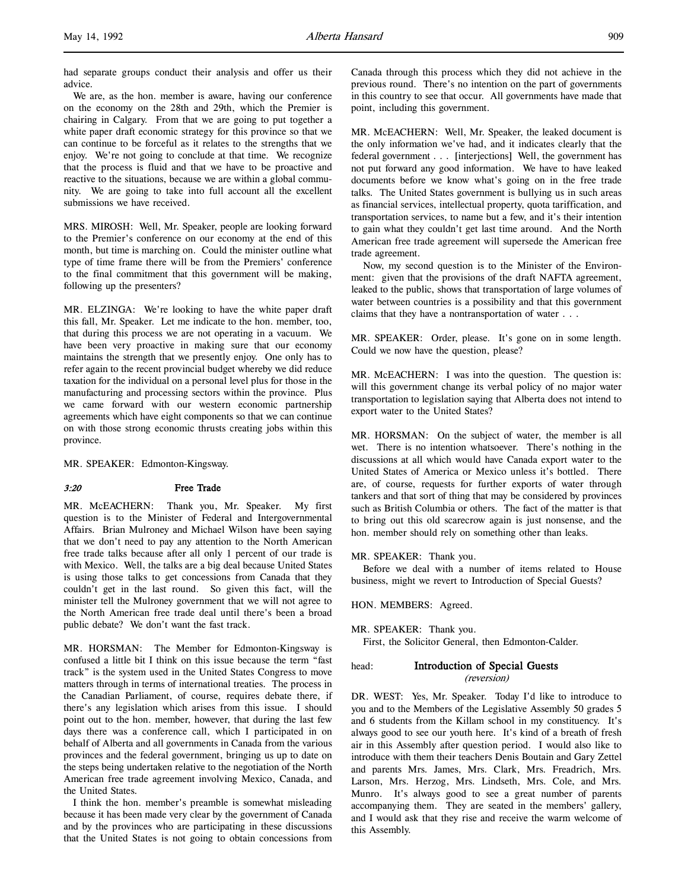had separate groups conduct their analysis and offer us their advice.

We are, as the hon. member is aware, having our conference on the economy on the 28th and 29th, which the Premier is chairing in Calgary. From that we are going to put together a white paper draft economic strategy for this province so that we can continue to be forceful as it relates to the strengths that we enjoy. We're not going to conclude at that time. We recognize that the process is fluid and that we have to be proactive and reactive to the situations, because we are within a global community. We are going to take into full account all the excellent submissions we have received.

MRS. MIROSH: Well, Mr. Speaker, people are looking forward to the Premier's conference on our economy at the end of this month, but time is marching on. Could the minister outline what type of time frame there will be from the Premiers' conference to the final commitment that this government will be making, following up the presenters?

MR. ELZINGA: We're looking to have the white paper draft this fall, Mr. Speaker. Let me indicate to the hon. member, too, that during this process we are not operating in a vacuum. We have been very proactive in making sure that our economy maintains the strength that we presently enjoy. One only has to refer again to the recent provincial budget whereby we did reduce taxation for the individual on a personal level plus for those in the manufacturing and processing sectors within the province. Plus we came forward with our western economic partnership agreements which have eight components so that we can continue on with those strong economic thrusts creating jobs within this province.

MR. SPEAKER: Edmonton-Kingsway.

*3:20* **Free Trade**

MR. McEACHERN: Thank you, Mr. Speaker. My first question is to the Minister of Federal and Intergovernmental Affairs. Brian Mulroney and Michael Wilson have been saying that we don't need to pay any attention to the North American free trade talks because after all only 1 percent of our trade is with Mexico. Well, the talks are a big deal because United States is using those talks to get concessions from Canada that they couldn't get in the last round. So given this fact, will the minister tell the Mulroney government that we will not agree to the North American free trade deal until there's been a broad public debate? We don't want the fast track.

MR. HORSMAN: The Member for Edmonton-Kingsway is confused a little bit I think on this issue because the term "fast track" is the system used in the United States Congress to move matters through in terms of international treaties. The process in the Canadian Parliament, of course, requires debate there, if there's any legislation which arises from this issue. I should point out to the hon. member, however, that during the last few days there was a conference call, which I participated in on behalf of Alberta and all governments in Canada from the various provinces and the federal government, bringing us up to date on the steps being undertaken relative to the negotiation of the North American free trade agreement involving Mexico, Canada, and the United States.

I think the hon. member's preamble is somewhat misleading because it has been made very clear by the government of Canada and by the provinces who are participating in these discussions that the United States is not going to obtain concessions from Canada through this process which they did not achieve in the previous round. There's no intention on the part of governments in this country to see that occur. All governments have made that point, including this government.

MR. McEACHERN: Well, Mr. Speaker, the leaked document is the only information we've had, and it indicates clearly that the federal government . . . [interjections] Well, the government has not put forward any good information. We have to have leaked documents before we know what's going on in the free trade talks. The United States government is bullying us in such areas as financial services, intellectual property, quota tariffication, and transportation services, to name but a few, and it's their intention to gain what they couldn't get last time around. And the North American free trade agreement will supersede the American free trade agreement.

Now, my second question is to the Minister of the Environment: given that the provisions of the draft NAFTA agreement, leaked to the public, shows that transportation of large volumes of water between countries is a possibility and that this government claims that they have a nontransportation of water . . .

MR. SPEAKER: Order, please. It's gone on in some length. Could we now have the question, please?

MR. McEACHERN: I was into the question. The question is: will this government change its verbal policy of no major water transportation to legislation saying that Alberta does not intend to export water to the United States?

MR. HORSMAN: On the subject of water, the member is all wet. There is no intention whatsoever. There's nothing in the discussions at all which would have Canada export water to the United States of America or Mexico unless it's bottled. There are, of course, requests for further exports of water through tankers and that sort of thing that may be considered by provinces such as British Columbia or others. The fact of the matter is that to bring out this old scarecrow again is just nonsense, and the hon. member should rely on something other than leaks.

MR. SPEAKER: Thank you.

Before we deal with a number of items related to House business, might we revert to Introduction of Special Guests?

HON. MEMBERS: Agreed.

MR. SPEAKER: Thank you.

First, the Solicitor General, then Edmonton-Calder.

head: **Introduction of Special Guests**
*(reversion)*

DR. WEST: Yes, Mr. Speaker. Today I'd like to introduce to you and to the Members of the Legislative Assembly 50 grades 5 and 6 students from the Killam school in my constituency. It's always good to see our youth here. It's kind of a breath of fresh air in this Assembly after question period. I would also like to introduce with them their teachers Denis Boutain and Gary Zettel and parents Mrs. James, Mrs. Clark, Mrs. Freadrich, Mrs. Larson, Mrs. Herzog, Mrs. Lindseth, Mrs. Cole, and Mrs. Munro. It's always good to see a great number of parents accompanying them. They are seated in the members' gallery, and I would ask that they rise and receive the warm welcome of this Assembly.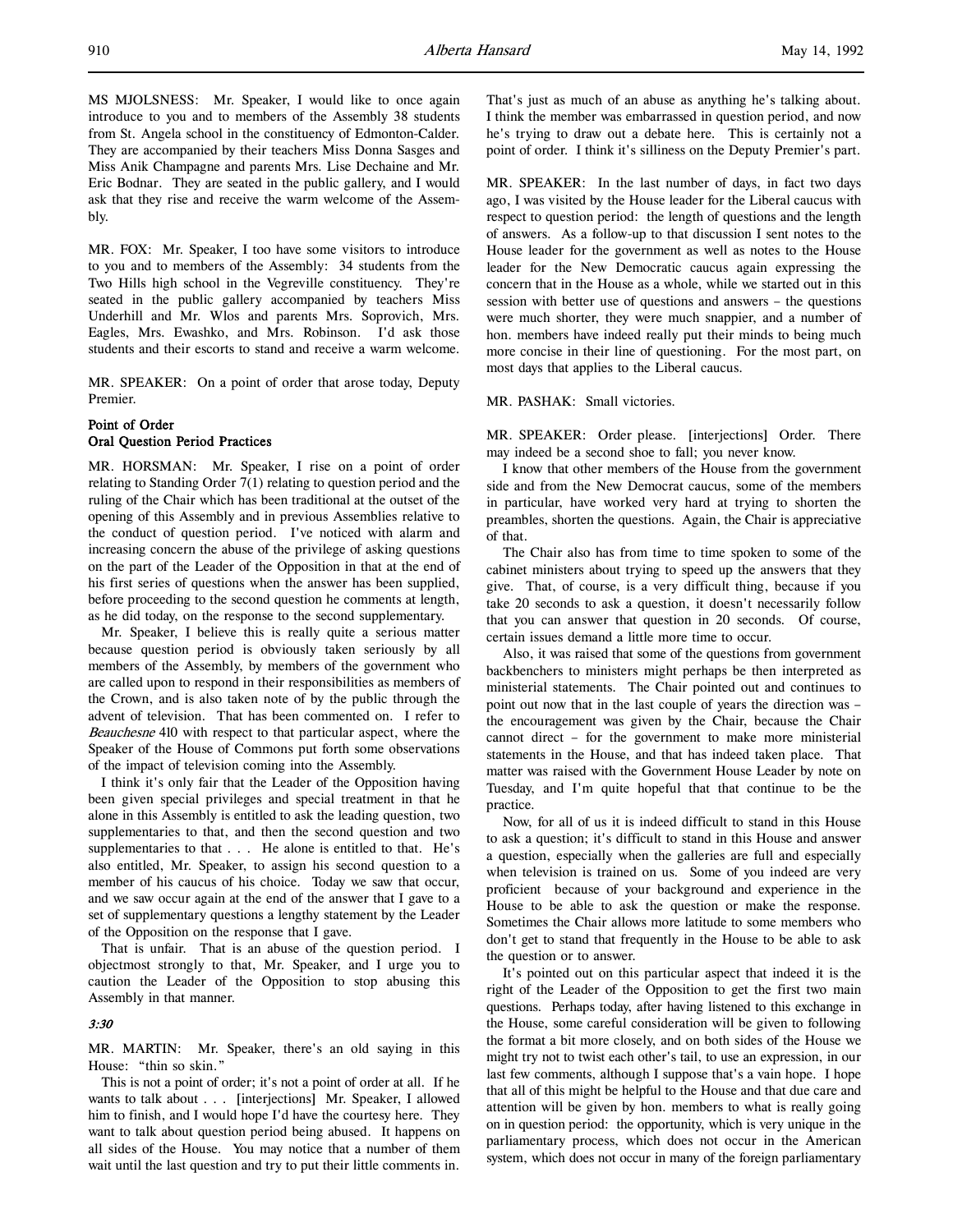MS MJOLSNESS: Mr. Speaker, I would like to once again introduce to you and to members of the Assembly 38 students from St. Angela school in the constituency of Edmonton-Calder. They are accompanied by their teachers Miss Donna Sasges and Miss Anik Champagne and parents Mrs. Lise Dechaine and Mr. Eric Bodnar. They are seated in the public gallery, and I would ask that they rise and receive the warm welcome of the Assembly.

MR. FOX: Mr. Speaker, I too have some visitors to introduce to you and to members of the Assembly: 34 students from the Two Hills high school in the Vegreville constituency. They're seated in the public gallery accompanied by teachers Miss Underhill and Mr. Wlos and parents Mrs. Soprovich, Mrs. Eagles, Mrs. Ewashko, and Mrs. Robinson. I'd ask those students and their escorts to stand and receive a warm welcome.

MR. SPEAKER: On a point of order that arose today, Deputy Premier.

**Point of Order**
**Oral Question Period Practices**

MR. HORSMAN: Mr. Speaker, I rise on a point of order relating to Standing Order 7(1) relating to question period and the ruling of the Chair which has been traditional at the outset of the opening of this Assembly and in previous Assemblies relative to the conduct of question period. I've noticed with alarm and increasing concern the abuse of the privilege of asking questions on the part of the Leader of the Opposition in that at the end of his first series of questions when the answer has been supplied, before proceeding to the second question he comments at length, as he did today, on the response to the second supplementary.

Mr. Speaker, I believe this is really quite a serious matter because question period is obviously taken seriously by all members of the Assembly, by members of the government who are called upon to respond in their responsibilities as members of the Crown, and is also taken note of by the public through the advent of television. That has been commented on. I refer to *Beauchesne* 410 with respect to that particular aspect, where the Speaker of the House of Commons put forth some observations of the impact of television coming into the Assembly.

I think it's only fair that the Leader of the Opposition having been given special privileges and special treatment in that he alone in this Assembly is entitled to ask the leading question, two supplementaries to that, and then the second question and two supplementaries to that . . . He alone is entitled to that. He's also entitled, Mr. Speaker, to assign his second question to a member of his caucus of his choice. Today we saw that occur, and we saw occur again at the end of the answer that I gave to a set of supplementary questions a lengthy statement by the Leader of the Opposition on the response that I gave.

That is unfair. That is an abuse of the question period. I objectmost strongly to that, Mr. Speaker, and I urge you to caution the Leader of the Opposition to stop abusing this Assembly in that manner.

*3:30*

MR. MARTIN: Mr. Speaker, there's an old saying in this House: "thin so skin."

This is not a point of order; it's not a point of order at all. If he wants to talk about . . . [interjections] Mr. Speaker, I allowed him to finish, and I would hope I'd have the courtesy here. They want to talk about question period being abused. It happens on all sides of the House. You may notice that a number of them wait until the last question and try to put their little comments in. That's just as much of an abuse as anything he's talking about. I think the member was embarrassed in question period, and now he's trying to draw out a debate here. This is certainly not a point of order. I think it's silliness on the Deputy Premier's part.

MR. SPEAKER: In the last number of days, in fact two days ago, I was visited by the House leader for the Liberal caucus with respect to question period: the length of questions and the length of answers. As a follow-up to that discussion I sent notes to the House leader for the government as well as notes to the House leader for the New Democratic caucus again expressing the concern that in the House as a whole, while we started out in this session with better use of questions and answers – the questions were much shorter, they were much snappier, and a number of hon. members have indeed really put their minds to being much more concise in their line of questioning. For the most part, on most days that applies to the Liberal caucus.

MR. PASHAK: Small victories.

MR. SPEAKER: Order please. [interjections] Order. There may indeed be a second shoe to fall; you never know.

I know that other members of the House from the government side and from the New Democrat caucus, some of the members in particular, have worked very hard at trying to shorten the preambles, shorten the questions. Again, the Chair is appreciative of that.

The Chair also has from time to time spoken to some of the cabinet ministers about trying to speed up the answers that they give. That, of course, is a very difficult thing, because if you take 20 seconds to ask a question, it doesn't necessarily follow that you can answer that question in 20 seconds. Of course, certain issues demand a little more time to occur.

Also, it was raised that some of the questions from government backbenchers to ministers might perhaps be then interpreted as ministerial statements. The Chair pointed out and continues to point out now that in the last couple of years the direction was – the encouragement was given by the Chair, because the Chair cannot direct – for the government to make more ministerial statements in the House, and that has indeed taken place. That matter was raised with the Government House Leader by note on Tuesday, and I'm quite hopeful that that continue to be the practice.

Now, for all of us it is indeed difficult to stand in this House to ask a question; it's difficult to stand in this House and answer a question, especially when the galleries are full and especially when television is trained on us. Some of you indeed are very proficient because of your background and experience in the House to be able to ask the question or make the response. Sometimes the Chair allows more latitude to some members who don't get to stand that frequently in the House to be able to ask the question or to answer.

It's pointed out on this particular aspect that indeed it is the right of the Leader of the Opposition to get the first two main questions. Perhaps today, after having listened to this exchange in the House, some careful consideration will be given to following the format a bit more closely, and on both sides of the House we might try not to twist each other's tail, to use an expression, in our last few comments, although I suppose that's a vain hope. I hope that all of this might be helpful to the House and that due care and attention will be given by hon. members to what is really going on in question period: the opportunity, which is very unique in the parliamentary process, which does not occur in the American system, which does not occur in many of the foreign parliamentary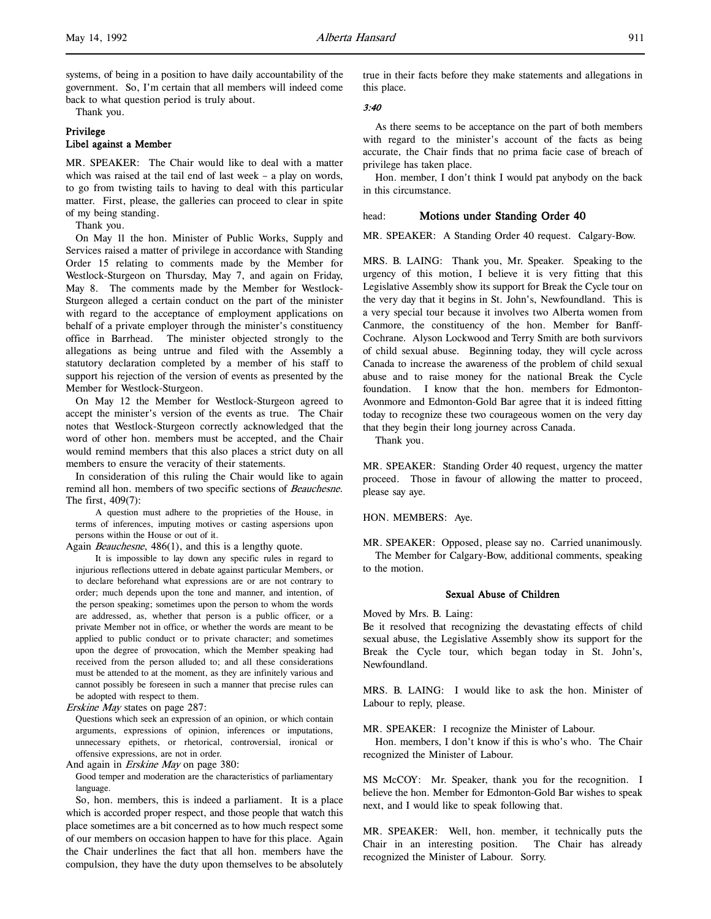systems, of being in a position to have daily accountability of the government. So, I'm certain that all members will indeed come back to what question period is truly about.

Thank you.

**Privilege**
**Libel against a Member**

MR. SPEAKER: The Chair would like to deal with a matter which was raised at the tail end of last week – a play on words, to go from twisting tails to having to deal with this particular matter. First, please, the galleries can proceed to clear in spite of my being standing.

Thank you.

On May 11 the hon. Minister of Public Works, Supply and Services raised a matter of privilege in accordance with Standing Order 15 relating to comments made by the Member for Westlock-Sturgeon on Thursday, May 7, and again on Friday, May 8. The comments made by the Member for Westlock-Sturgeon alleged a certain conduct on the part of the minister with regard to the acceptance of employment applications on behalf of a private employer through the minister's constituency office in Barrhead. The minister objected strongly to the allegations as being untrue and filed with the Assembly a statutory declaration completed by a member of his staff to support his rejection of the version of events as presented by the Member for Westlock-Sturgeon.

On May 12 the Member for Westlock-Sturgeon agreed to accept the minister's version of the events as true. The Chair notes that Westlock-Sturgeon correctly acknowledged that the word of other hon. members must be accepted, and the Chair would remind members that this also places a strict duty on all members to ensure the veracity of their statements.

In consideration of this ruling the Chair would like to again remind all hon. members of two specific sections of *Beauchesne*. The first, 409(7):

> A question must adhere to the proprieties of the House, in terms of inferences, imputing motives or casting aspersions upon persons within the House or out of it.

Again *Beauchesne*, 486(1), and this is a lengthy quote.

> It is impossible to lay down any specific rules in regard to injurious reflections uttered in debate against particular Members, or to declare beforehand what expressions are or are not contrary to order; much depends upon the tone and manner, and intention, of the person speaking; sometimes upon the person to whom the words are addressed, as, whether that person is a public officer, or a private Member not in office, or whether the words are meant to be applied to public conduct or to private character; and sometimes upon the degree of provocation, which the Member speaking had received from the person alluded to; and all these considerations must be attended to at the moment, as they are infinitely various and cannot possibly be foreseen in such a manner that precise rules can be adopted with respect to them.

*Erskine May* states on page 287:

> Questions which seek an expression of an opinion, or which contain arguments, expressions of opinion, inferences or imputations, unnecessary epithets, or rhetorical, controversial, ironical or offensive expressions, are not in order.

And again in *Erskine May* on page 380:

> Good temper and moderation are the characteristics of parliamentary language.

So, hon. members, this is indeed a parliament. It is a place which is accorded proper respect, and those people that watch this place sometimes are a bit concerned as to how much respect some of our members on occasion happen to have for this place. Again the Chair underlines the fact that all hon. members have the compulsion, they have the duty upon themselves to be absolutely true in their facts before they make statements and allegations in this place.

*3:40*

As there seems to be acceptance on the part of both members with regard to the minister's account of the facts as being accurate, the Chair finds that no prima facie case of breach of privilege has taken place.

Hon. member, I don't think I would pat anybody on the back in this circumstance.

head: **Motions under Standing Order 40**

MR. SPEAKER: A Standing Order 40 request. Calgary-Bow.

MRS. B. LAING: Thank you, Mr. Speaker. Speaking to the urgency of this motion, I believe it is very fitting that this Legislative Assembly show its support for Break the Cycle tour on the very day that it begins in St. John's, Newfoundland. This is a very special tour because it involves two Alberta women from Canmore, the constituency of the hon. Member for Banff-Cochrane. Alyson Lockwood and Terry Smith are both survivors of child sexual abuse. Beginning today, they will cycle across Canada to increase the awareness of the problem of child sexual abuse and to raise money for the national Break the Cycle foundation. I know that the hon. members for Edmonton-Avonmore and Edmonton-Gold Bar agree that it is indeed fitting today to recognize these two courageous women on the very day that they begin their long journey across Canada.

Thank you.

MR. SPEAKER: Standing Order 40 request, urgency the matter proceed. Those in favour of allowing the matter to proceed, please say aye.

HON. MEMBERS: Aye.

MR. SPEAKER: Opposed, please say no. Carried unanimously.

The Member for Calgary-Bow, additional comments, speaking to the motion.

**Sexual Abuse of Children**

Moved by Mrs. B. Laing:
Be it resolved that recognizing the devastating effects of child sexual abuse, the Legislative Assembly show its support for the Break the Cycle tour, which began today in St. John's, Newfoundland.

MRS. B. LAING: I would like to ask the hon. Minister of Labour to reply, please.

MR. SPEAKER: I recognize the Minister of Labour.

Hon. members, I don't know if this is who's who. The Chair recognized the Minister of Labour.

MS McCOY: Mr. Speaker, thank you for the recognition. I believe the hon. Member for Edmonton-Gold Bar wishes to speak next, and I would like to speak following that.

MR. SPEAKER: Well, hon. member, it technically puts the Chair in an interesting position. The Chair has already recognized the Minister of Labour. Sorry.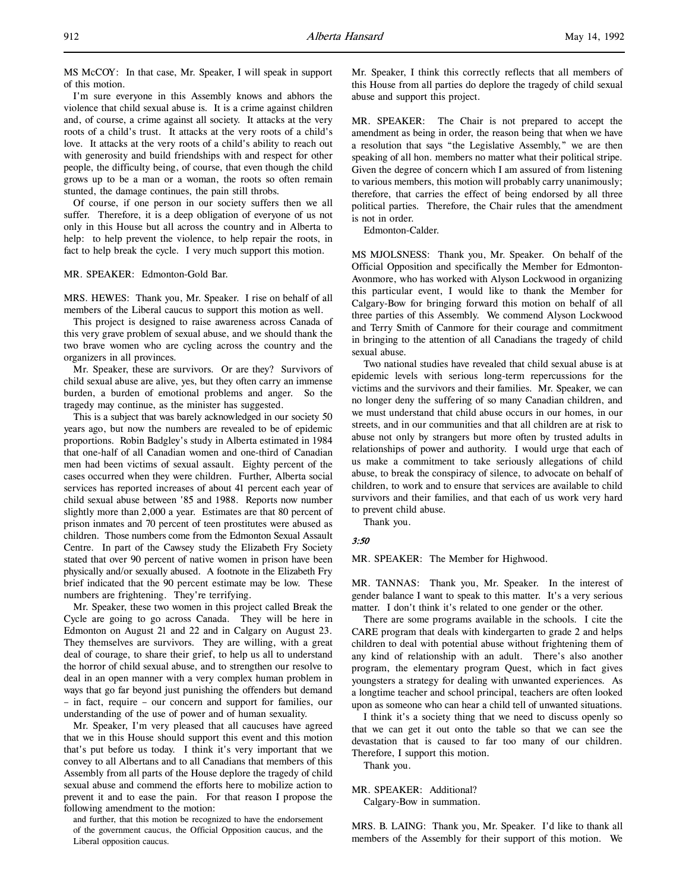MS McCOY: In that case, Mr. Speaker, I will speak in support of this motion.

I'm sure everyone in this Assembly knows and abhors the violence that child sexual abuse is. It is a crime against children and, of course, a crime against all society. It attacks at the very roots of a child's trust. It attacks at the very roots of a child's love. It attacks at the very roots of a child's ability to reach out with generosity and build friendships with and respect for other people, the difficulty being, of course, that even though the child grows up to be a man or a woman, the roots so often remain stunted, the damage continues, the pain still throbs.

Of course, if one person in our society suffers then we all suffer. Therefore, it is a deep obligation of everyone of us not only in this House but all across the country and in Alberta to help: to help prevent the violence, to help repair the roots, in fact to help break the cycle. I very much support this motion.

MR. SPEAKER: Edmonton-Gold Bar.

MRS. HEWES: Thank you, Mr. Speaker. I rise on behalf of all members of the Liberal caucus to support this motion as well.

This project is designed to raise awareness across Canada of this very grave problem of sexual abuse, and we should thank the two brave women who are cycling across the country and the organizers in all provinces.

Mr. Speaker, these are survivors. Or are they? Survivors of child sexual abuse are alive, yes, but they often carry an immense burden, a burden of emotional problems and anger. So the tragedy may continue, as the minister has suggested.

This is a subject that was barely acknowledged in our society 50 years ago, but now the numbers are revealed to be of epidemic proportions. Robin Badgley's study in Alberta estimated in 1984 that one-half of all Canadian women and one-third of Canadian men had been victims of sexual assault. Eighty percent of the cases occurred when they were children. Further, Alberta social services has reported increases of about 41 percent each year of child sexual abuse between '85 and 1988. Reports now number slightly more than 2,000 a year. Estimates are that 80 percent of prison inmates and 70 percent of teen prostitutes were abused as children. Those numbers come from the Edmonton Sexual Assault Centre. In part of the Cawsey study the Elizabeth Fry Society stated that over 90 percent of native women in prison have been physically and/or sexually abused. A footnote in the Elizabeth Fry brief indicated that the 90 percent estimate may be low. These numbers are frightening. They're terrifying.

Mr. Speaker, these two women in this project called Break the Cycle are going to go across Canada. They will be here in Edmonton on August 21 and 22 and in Calgary on August 23. They themselves are survivors. They are willing, with a great deal of courage, to share their grief, to help us all to understand the horror of child sexual abuse, and to strengthen our resolve to deal in an open manner with a very complex human problem in ways that go far beyond just punishing the offenders but demand – in fact, require – our concern and support for families, our understanding of the use of power and of human sexuality.

Mr. Speaker, I'm very pleased that all caucuses have agreed that we in this House should support this event and this motion that's put before us today. I think it's very important that we convey to all Albertans and to all Canadians that members of this Assembly from all parts of the House deplore the tragedy of child sexual abuse and commend the efforts here to mobilize action to prevent it and to ease the pain. For that reason I propose the following amendment to the motion:

> and further, that this motion be recognized to have the endorsement of the government caucus, the Official Opposition caucus, and the Liberal opposition caucus.

Mr. Speaker, I think this correctly reflects that all members of this House from all parties do deplore the tragedy of child sexual abuse and support this project.

MR. SPEAKER: The Chair is not prepared to accept the amendment as being in order, the reason being that when we have a resolution that says "the Legislative Assembly," we are then speaking of all hon. members no matter what their political stripe. Given the degree of concern which I am assured of from listening to various members, this motion will probably carry unanimously; therefore, that carries the effect of being endorsed by all three political parties. Therefore, the Chair rules that the amendment is not in order.

Edmonton-Calder.

MS MJOLSNESS: Thank you, Mr. Speaker. On behalf of the Official Opposition and specifically the Member for Edmonton-Avonmore, who has worked with Alyson Lockwood in organizing this particular event, I would like to thank the Member for Calgary-Bow for bringing forward this motion on behalf of all three parties of this Assembly. We commend Alyson Lockwood and Terry Smith of Canmore for their courage and commitment in bringing to the attention of all Canadians the tragedy of child sexual abuse.

Two national studies have revealed that child sexual abuse is at epidemic levels with serious long-term repercussions for the victims and the survivors and their families. Mr. Speaker, we can no longer deny the suffering of so many Canadian children, and we must understand that child abuse occurs in our homes, in our streets, and in our communities and that all children are at risk to abuse not only by strangers but more often by trusted adults in relationships of power and authority. I would urge that each of us make a commitment to take seriously allegations of child abuse, to break the conspiracy of silence, to advocate on behalf of children, to work and to ensure that services are available to child survivors and their families, and that each of us work very hard to prevent child abuse.

Thank you.

*3:50*

MR. SPEAKER: The Member for Highwood.

MR. TANNAS: Thank you, Mr. Speaker. In the interest of gender balance I want to speak to this matter. It's a very serious matter. I don't think it's related to one gender or the other.

There are some programs available in the schools. I cite the CARE program that deals with kindergarten to grade 2 and helps children to deal with potential abuse without frightening them of any kind of relationship with an adult. There's also another program, the elementary program Quest, which in fact gives youngsters a strategy for dealing with unwanted experiences. As a longtime teacher and school principal, teachers are often looked upon as someone who can hear a child tell of unwanted situations.

I think it's a society thing that we need to discuss openly so that we can get it out onto the table so that we can see the devastation that is caused to far too many of our children. Therefore, I support this motion.

Thank you.

MR. SPEAKER: Additional?

Calgary-Bow in summation.

MRS. B. LAING: Thank you, Mr. Speaker. I'd like to thank all members of the Assembly for their support of this motion. We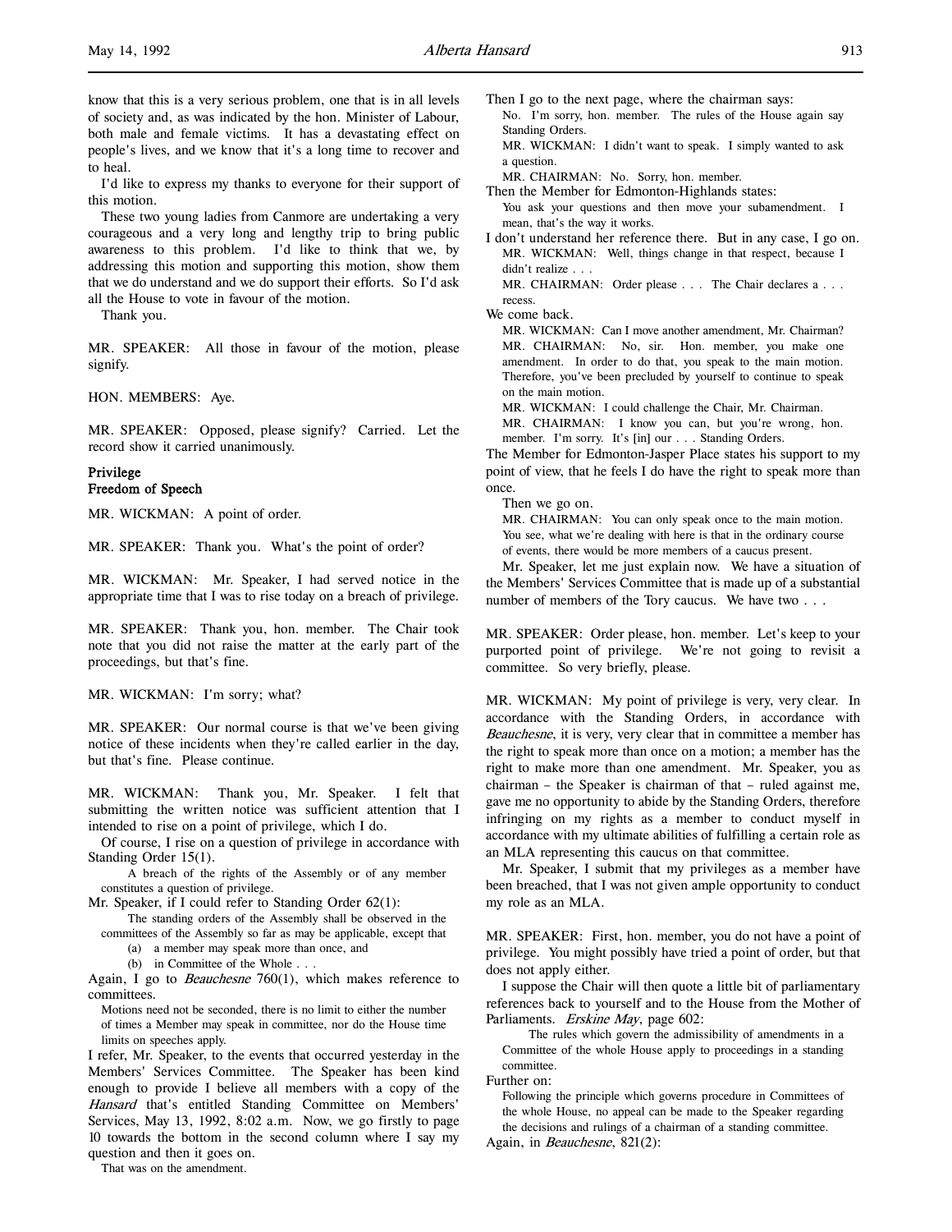know that this is a very serious problem, one that is in all levels of society and, as was indicated by the hon. Minister of Labour, both male and female victims. It has a devastating effect on people's lives, and we know that it's a long time to recover and to heal.

I'd like to express my thanks to everyone for their support of this motion.

These two young ladies from Canmore are undertaking a very courageous and a very long and lengthy trip to bring public awareness to this problem. I'd like to think that we, by addressing this motion and supporting this motion, show them that we do understand and we do support their efforts. So I'd ask all the House to vote in favour of the motion.

Thank you.

MR. SPEAKER: All those in favour of the motion, please signify.

HON. MEMBERS: Aye.

MR. SPEAKER: Opposed, please signify? Carried. Let the record show it carried unanimously.

**Privilege**
**Freedom of Speech**

MR. WICKMAN: A point of order.

MR. SPEAKER: Thank you. What's the point of order?

MR. WICKMAN: Mr. Speaker, I had served notice in the appropriate time that I was to rise today on a breach of privilege.

MR. SPEAKER: Thank you, hon. member. The Chair took note that you did not raise the matter at the early part of the proceedings, but that's fine.

MR. WICKMAN: I'm sorry; what?

MR. SPEAKER: Our normal course is that we've been giving notice of these incidents when they're called earlier in the day, but that's fine. Please continue.

MR. WICKMAN: Thank you, Mr. Speaker. I felt that submitting the written notice was sufficient attention that I intended to rise on a point of privilege, which I do.

Of course, I rise on a question of privilege in accordance with Standing Order 15(1).

> A breach of the rights of the Assembly or of any member constitutes a question of privilege.

Mr. Speaker, if I could refer to Standing Order 62(1):

> The standing orders of the Assembly shall be observed in the committees of the Assembly so far as may be applicable, except that
> (a) a member may speak more than once, and
> (b) in Committee of the Whole . . .

Again, I go to *Beauchesne* 760(1), which makes reference to committees.

> Motions need not be seconded, there is no limit to either the number of times a Member may speak in committee, nor do the House time limits on speeches apply.

I refer, Mr. Speaker, to the events that occurred yesterday in the Members' Services Committee. The Speaker has been kind enough to provide I believe all members with a copy of the *Hansard* that's entitled Standing Committee on Members' Services, May 13, 1992, 8:02 a.m. Now, we go firstly to page 10 towards the bottom in the second column where I say my question and then it goes on.

That was on the amendment.

Then I go to the next page, where the chairman says:

> No. I'm sorry, hon. member. The rules of the House again say Standing Orders.
> MR. WICKMAN: I didn't want to speak. I simply wanted to ask a question.
> MR. CHAIRMAN: No. Sorry, hon. member.

Then the Member for Edmonton-Highlands states:

> You ask your questions and then move your subamendment. I mean, that's the way it works.

I don't understand her reference there. But in any case, I go on.

> MR. WICKMAN: Well, things change in that respect, because I didn't realize . . .
> MR. CHAIRMAN: Order please . . . The Chair declares a . . . recess.

We come back.

> MR. WICKMAN: Can I move another amendment, Mr. Chairman?
> MR. CHAIRMAN: No, sir. Hon. member, you make one amendment. In order to do that, you speak to the main motion. Therefore, you've been precluded by yourself to continue to speak on the main motion.
> MR. WICKMAN: I could challenge the Chair, Mr. Chairman.
> MR. CHAIRMAN: I know you can, but you're wrong, hon. member. I'm sorry. It's [in] our . . . Standing Orders.

The Member for Edmonton-Jasper Place states his support to my point of view, that he feels I do have the right to speak more than once.

Then we go on.

> MR. CHAIRMAN: You can only speak once to the main motion. You see, what we're dealing with here is that in the ordinary course of events, there would be more members of a caucus present.

Mr. Speaker, let me just explain now. We have a situation of the Members' Services Committee that is made up of a substantial number of members of the Tory caucus. We have two . . .

MR. SPEAKER: Order please, hon. member. Let's keep to your purported point of privilege. We're not going to revisit a committee. So very briefly, please.

MR. WICKMAN: My point of privilege is very, very clear. In accordance with the Standing Orders, in accordance with *Beauchesne*, it is very, very clear that in committee a member has the right to speak more than once on a motion; a member has the right to make more than one amendment. Mr. Speaker, you as chairman – the Speaker is chairman of that – ruled against me, gave me no opportunity to abide by the Standing Orders, therefore infringing on my rights as a member to conduct myself in accordance with my ultimate abilities of fulfilling a certain role as an MLA representing this caucus on that committee.

Mr. Speaker, I submit that my privileges as a member have been breached, that I was not given ample opportunity to conduct my role as an MLA.

MR. SPEAKER: First, hon. member, you do not have a point of privilege. You might possibly have tried a point of order, but that does not apply either.

I suppose the Chair will then quote a little bit of parliamentary references back to yourself and to the House from the Mother of Parliaments. *Erskine May*, page 602:

> The rules which govern the admissibility of amendments in a Committee of the whole House apply to proceedings in a standing committee.

Further on:

> Following the principle which governs procedure in Committees of the whole House, no appeal can be made to the Speaker regarding the decisions and rulings of a chairman of a standing committee.

Again, in *Beauchesne*, 821(2):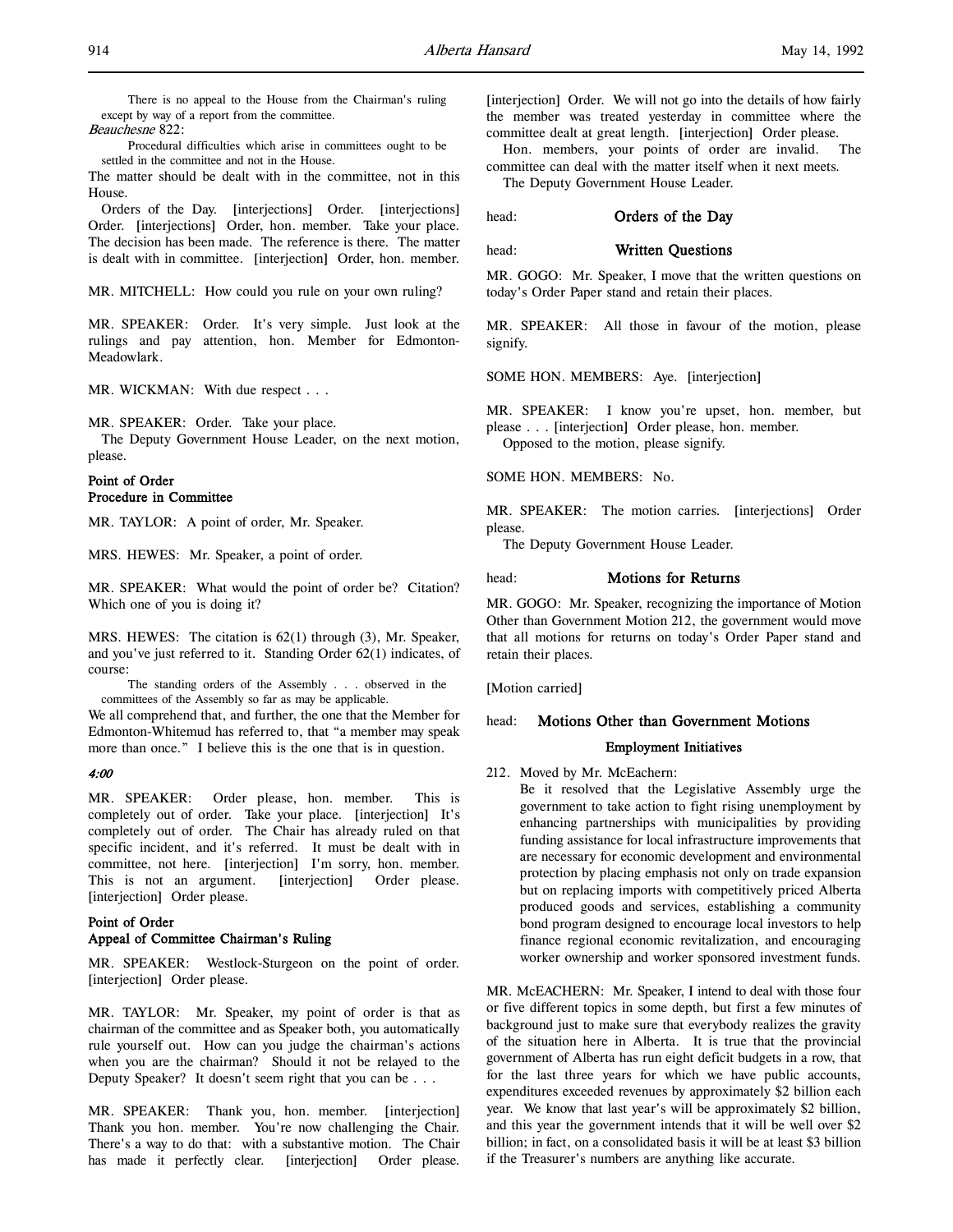> There is no appeal to the House from the Chairman's ruling except by way of a report from the committee.

*Beauchesne* 822:

> Procedural difficulties which arise in committees ought to be settled in the committee and not in the House.

The matter should be dealt with in the committee, not in this House.

Orders of the Day. [interjections] Order. [interjections] Order. [interjections] Order, hon. member. Take your place. The decision has been made. The reference is there. The matter is dealt with in committee. [interjection] Order, hon. member.

MR. MITCHELL: How could you rule on your own ruling?

MR. SPEAKER: Order. It's very simple. Just look at the rulings and pay attention, hon. Member for Edmonton-Meadowlark.

MR. WICKMAN: With due respect . . .

MR. SPEAKER: Order. Take your place.

The Deputy Government House Leader, on the next motion, please.

**Point of Order**
**Procedure in Committee**

MR. TAYLOR: A point of order, Mr. Speaker.

MRS. HEWES: Mr. Speaker, a point of order.

MR. SPEAKER: What would the point of order be? Citation? Which one of you is doing it?

MRS. HEWES: The citation is 62(1) through (3), Mr. Speaker, and you've just referred to it. Standing Order 62(1) indicates, of course:

> The standing orders of the Assembly . . . observed in the committees of the Assembly so far as may be applicable.

We all comprehend that, and further, the one that the Member for Edmonton-Whitemud has referred to, that "a member may speak more than once." I believe this is the one that is in question.

*4:00*

MR. SPEAKER: Order please, hon. member. This is completely out of order. Take your place. [interjection] It's completely out of order. The Chair has already ruled on that specific incident, and it's referred. It must be dealt with in committee, not here. [interjection] I'm sorry, hon. member. This is not an argument. [interjection] Order please. [interjection] Order please.

**Point of Order**
**Appeal of Committee Chairman's Ruling**

MR. SPEAKER: Westlock-Sturgeon on the point of order. [interjection] Order please.

MR. TAYLOR: Mr. Speaker, my point of order is that as chairman of the committee and as Speaker both, you automatically rule yourself out. How can you judge the chairman's actions when you are the chairman? Should it not be relayed to the Deputy Speaker? It doesn't seem right that you can be . . .

MR. SPEAKER: Thank you, hon. member. [interjection] Thank you hon. member. You're now challenging the Chair. There's a way to do that: with a substantive motion. The Chair has made it perfectly clear. [interjection] Order please. [interjection] Order. We will not go into the details of how fairly the member was treated yesterday in committee where the committee dealt at great length. [interjection] Order please.

Hon. members, your points of order are invalid. The committee can deal with the matter itself when it next meets.

The Deputy Government House Leader.

head: **Orders of the Day**

head: **Written Questions**

MR. GOGO: Mr. Speaker, I move that the written questions on today's Order Paper stand and retain their places.

MR. SPEAKER: All those in favour of the motion, please signify.

SOME HON. MEMBERS: Aye. [interjection]

MR. SPEAKER: I know you're upset, hon. member, but please . . . [interjection] Order please, hon. member.

Opposed to the motion, please signify.

SOME HON. MEMBERS: No.

MR. SPEAKER: The motion carries. [interjections] Order please.

The Deputy Government House Leader.

head: **Motions for Returns**

MR. GOGO: Mr. Speaker, recognizing the importance of Motion Other than Government Motion 212, the government would move that all motions for returns on today's Order Paper stand and retain their places.

[Motion carried]

head: **Motions Other than Government Motions**

**Employment Initiatives**

212. Moved by Mr. McEachern:

> Be it resolved that the Legislative Assembly urge the government to take action to fight rising unemployment by enhancing partnerships with municipalities by providing funding assistance for local infrastructure improvements that are necessary for economic development and environmental protection by placing emphasis not only on trade expansion but on replacing imports with competitively priced Alberta produced goods and services, establishing a community bond program designed to encourage local investors to help finance regional economic revitalization, and encouraging worker ownership and worker sponsored investment funds.

MR. McEACHERN: Mr. Speaker, I intend to deal with those four or five different topics in some depth, but first a few minutes of background just to make sure that everybody realizes the gravity of the situation here in Alberta. It is true that the provincial government of Alberta has run eight deficit budgets in a row, that for the last three years for which we have public accounts, expenditures exceeded revenues by approximately $2 billion each year. We know that last year's will be approximately $2 billion, and this year the government intends that it will be well over $2 billion; in fact, on a consolidated basis it will be at least $3 billion if the Treasurer's numbers are anything like accurate.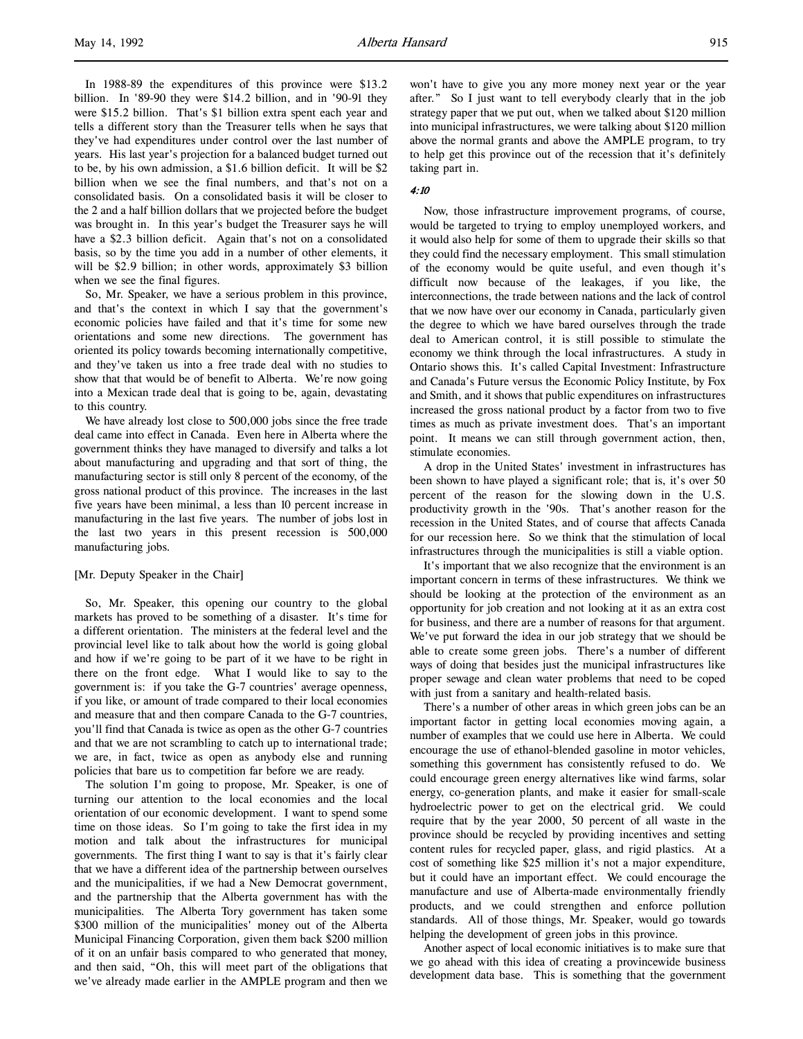In 1988-89 the expenditures of this province were $13.2 billion. In '89-90 they were $14.2 billion, and in '90-91 they were $15.2 billion. That's $1 billion extra spent each year and tells a different story than the Treasurer tells when he says that they've had expenditures under control over the last number of years. His last year's projection for a balanced budget turned out to be, by his own admission, a $1.6 billion deficit. It will be $2 billion when we see the final numbers, and that's not on a consolidated basis. On a consolidated basis it will be closer to the 2 and a half billion dollars that we projected before the budget was brought in. In this year's budget the Treasurer says he will have a $2.3 billion deficit. Again that's not on a consolidated basis, so by the time you add in a number of other elements, it will be $2.9 billion; in other words, approximately $3 billion when we see the final figures.

So, Mr. Speaker, we have a serious problem in this province, and that's the context in which I say that the government's economic policies have failed and that it's time for some new orientations and some new directions. The government has oriented its policy towards becoming internationally competitive, and they've taken us into a free trade deal with no studies to show that that would be of benefit to Alberta. We're now going into a Mexican trade deal that is going to be, again, devastating to this country.

We have already lost close to 500,000 jobs since the free trade deal came into effect in Canada. Even here in Alberta where the government thinks they have managed to diversify and talks a lot about manufacturing and upgrading and that sort of thing, the manufacturing sector is still only 8 percent of the economy, of the gross national product of this province. The increases in the last five years have been minimal, a less than 10 percent increase in manufacturing in the last five years. The number of jobs lost in the last two years in this present recession is 500,000 manufacturing jobs.

[Mr. Deputy Speaker in the Chair]

So, Mr. Speaker, this opening our country to the global markets has proved to be something of a disaster. It's time for a different orientation. The ministers at the federal level and the provincial level like to talk about how the world is going global and how if we're going to be part of it we have to be right in there on the front edge. What I would like to say to the government is: if you take the G-7 countries' average openness, if you like, or amount of trade compared to their local economies and measure that and then compare Canada to the G-7 countries, you'll find that Canada is twice as open as the other G-7 countries and that we are not scrambling to catch up to international trade; we are, in fact, twice as open as anybody else and running policies that bare us to competition far before we are ready.

The solution I'm going to propose, Mr. Speaker, is one of turning our attention to the local economies and the local orientation of our economic development. I want to spend some time on those ideas. So I'm going to take the first idea in my motion and talk about the infrastructures for municipal governments. The first thing I want to say is that it's fairly clear that we have a different idea of the partnership between ourselves and the municipalities, if we had a New Democrat government, and the partnership that the Alberta government has with the municipalities. The Alberta Tory government has taken some $300 million of the municipalities' money out of the Alberta Municipal Financing Corporation, given them back $200 million of it on an unfair basis compared to who generated that money, and then said, "Oh, this will meet part of the obligations that we've already made earlier in the AMPLE program and then we won't have to give you any more money next year or the year after." So I just want to tell everybody clearly that in the job strategy paper that we put out, when we talked about $120 million into municipal infrastructures, we were talking about $120 million above the normal grants and above the AMPLE program, to try to help get this province out of the recession that it's definitely taking part in.

*4:10*

Now, those infrastructure improvement programs, of course, would be targeted to trying to employ unemployed workers, and it would also help for some of them to upgrade their skills so that they could find the necessary employment. This small stimulation of the economy would be quite useful, and even though it's difficult now because of the leakages, if you like, the interconnections, the trade between nations and the lack of control that we now have over our economy in Canada, particularly given the degree to which we have bared ourselves through the trade deal to American control, it is still possible to stimulate the economy we think through the local infrastructures. A study in Ontario shows this. It's called Capital Investment: Infrastructure and Canada's Future versus the Economic Policy Institute, by Fox and Smith, and it shows that public expenditures on infrastructures increased the gross national product by a factor from two to five times as much as private investment does. That's an important point. It means we can still through government action, then, stimulate economies.

A drop in the United States' investment in infrastructures has been shown to have played a significant role; that is, it's over 50 percent of the reason for the slowing down in the U.S. productivity growth in the '90s. That's another reason for the recession in the United States, and of course that affects Canada for our recession here. So we think that the stimulation of local infrastructures through the municipalities is still a viable option.

It's important that we also recognize that the environment is an important concern in terms of these infrastructures. We think we should be looking at the protection of the environment as an opportunity for job creation and not looking at it as an extra cost for business, and there are a number of reasons for that argument. We've put forward the idea in our job strategy that we should be able to create some green jobs. There's a number of different ways of doing that besides just the municipal infrastructures like proper sewage and clean water problems that need to be coped with just from a sanitary and health-related basis.

There's a number of other areas in which green jobs can be an important factor in getting local economies moving again, a number of examples that we could use here in Alberta. We could encourage the use of ethanol-blended gasoline in motor vehicles, something this government has consistently refused to do. We could encourage green energy alternatives like wind farms, solar energy, co-generation plants, and make it easier for small-scale hydroelectric power to get on the electrical grid. We could require that by the year 2000, 50 percent of all waste in the province should be recycled by providing incentives and setting content rules for recycled paper, glass, and rigid plastics. At a cost of something like $25 million it's not a major expenditure, but it could have an important effect. We could encourage the manufacture and use of Alberta-made environmentally friendly products, and we could strengthen and enforce pollution standards. All of those things, Mr. Speaker, would go towards helping the development of green jobs in this province.

Another aspect of local economic initiatives is to make sure that we go ahead with this idea of creating a provincewide business development data base. This is something that the government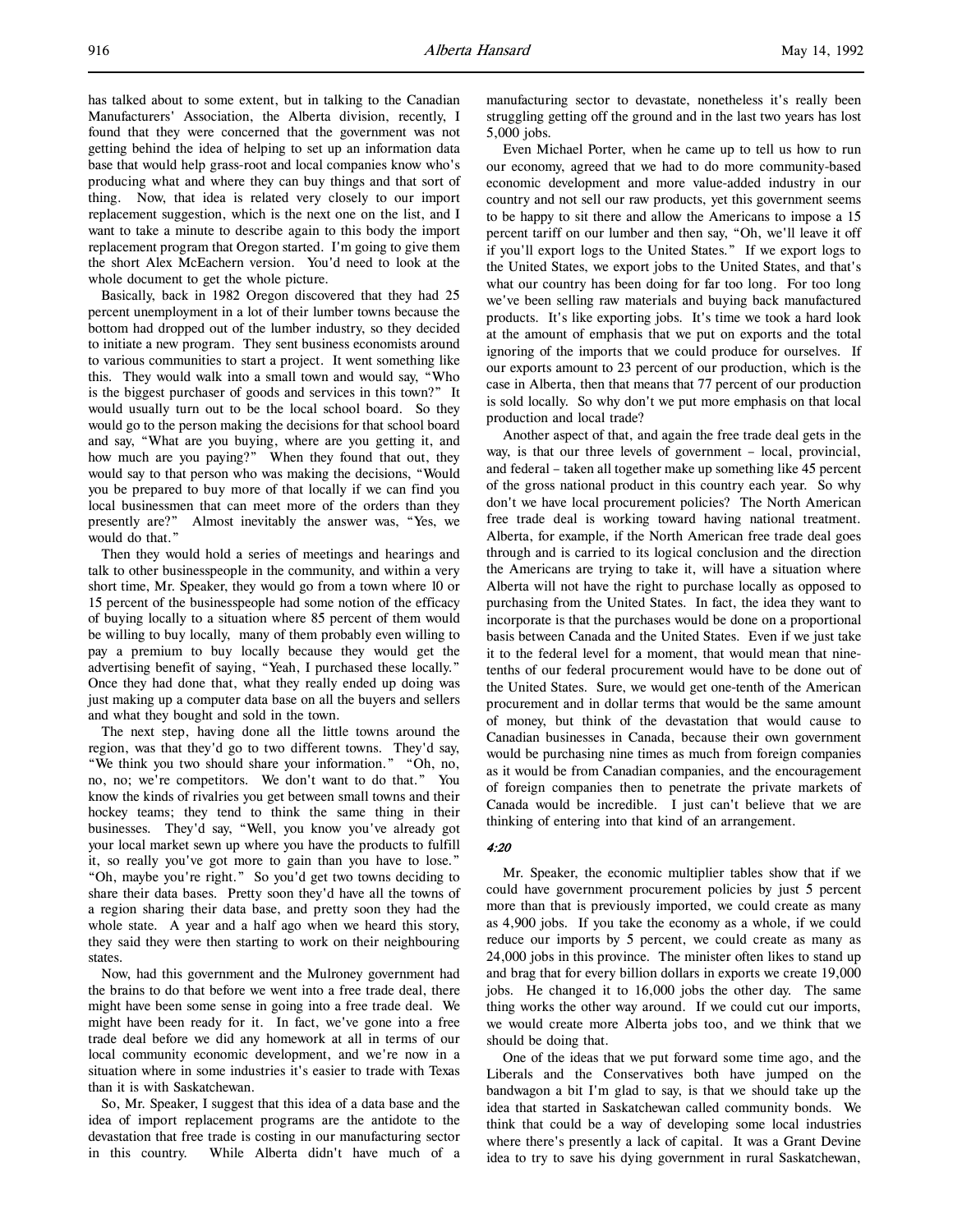has talked about to some extent, but in talking to the Canadian Manufacturers' Association, the Alberta division, recently, I found that they were concerned that the government was not getting behind the idea of helping to set up an information data base that would help grass-root and local companies know who's producing what and where they can buy things and that sort of thing. Now, that idea is related very closely to our import replacement suggestion, which is the next one on the list, and I want to take a minute to describe again to this body the import replacement program that Oregon started. I'm going to give them the short Alex McEachern version. You'd need to look at the whole document to get the whole picture.

Basically, back in 1982 Oregon discovered that they had 25 percent unemployment in a lot of their lumber towns because the bottom had dropped out of the lumber industry, so they decided to initiate a new program. They sent business economists around to various communities to start a project. It went something like this. They would walk into a small town and would say, "Who is the biggest purchaser of goods and services in this town?" It would usually turn out to be the local school board. So they would go to the person making the decisions for that school board and say, "What are you buying, where are you getting it, and how much are you paying?" When they found that out, they would say to that person who was making the decisions, "Would you be prepared to buy more of that locally if we can find you local businessmen that can meet more of the orders than they presently are?" Almost inevitably the answer was, "Yes, we would do that."

Then they would hold a series of meetings and hearings and talk to other businesspeople in the community, and within a very short time, Mr. Speaker, they would go from a town where 10 or 15 percent of the businesspeople had some notion of the efficacy of buying locally to a situation where 85 percent of them would be willing to buy locally, many of them probably even willing to pay a premium to buy locally because they would get the advertising benefit of saying, "Yeah, I purchased these locally." Once they had done that, what they really ended up doing was just making up a computer data base on all the buyers and sellers and what they bought and sold in the town.

The next step, having done all the little towns around the region, was that they'd go to two different towns. They'd say, "We think you two should share your information." "Oh, no, no, no; we're competitors. We don't want to do that." You know the kinds of rivalries you get between small towns and their hockey teams; they tend to think the same thing in their businesses. They'd say, "Well, you know you've already got your local market sewn up where you have the products to fulfill it, so really you've got more to gain than you have to lose." "Oh, maybe you're right." So you'd get two towns deciding to share their data bases. Pretty soon they'd have all the towns of a region sharing their data base, and pretty soon they had the whole state. A year and a half ago when we heard this story, they said they were then starting to work on their neighbouring states.

Now, had this government and the Mulroney government had the brains to do that before we went into a free trade deal, there might have been some sense in going into a free trade deal. We might have been ready for it. In fact, we've gone into a free trade deal before we did any homework at all in terms of our local community economic development, and we're now in a situation where in some industries it's easier to trade with Texas than it is with Saskatchewan.

So, Mr. Speaker, I suggest that this idea of a data base and the idea of import replacement programs are the antidote to the devastation that free trade is costing in our manufacturing sector in this country. While Alberta didn't have much of a manufacturing sector to devastate, nonetheless it's really been struggling getting off the ground and in the last two years has lost 5,000 jobs.

Even Michael Porter, when he came up to tell us how to run our economy, agreed that we had to do more community-based economic development and more value-added industry in our country and not sell our raw products, yet this government seems to be happy to sit there and allow the Americans to impose a 15 percent tariff on our lumber and then say, "Oh, we'll leave it off if you'll export logs to the United States." If we export logs to the United States, we export jobs to the United States, and that's what our country has been doing for far too long. For too long we've been selling raw materials and buying back manufactured products. It's like exporting jobs. It's time we took a hard look at the amount of emphasis that we put on exports and the total ignoring of the imports that we could produce for ourselves. If our exports amount to 23 percent of our production, which is the case in Alberta, then that means that 77 percent of our production is sold locally. So why don't we put more emphasis on that local production and local trade?

Another aspect of that, and again the free trade deal gets in the way, is that our three levels of government – local, provincial, and federal – taken all together make up something like 45 percent of the gross national product in this country each year. So why don't we have local procurement policies? The North American free trade deal is working toward having national treatment. Alberta, for example, if the North American free trade deal goes through and is carried to its logical conclusion and the direction the Americans are trying to take it, will have a situation where Alberta will not have the right to purchase locally as opposed to purchasing from the United States. In fact, the idea they want to incorporate is that the purchases would be done on a proportional basis between Canada and the United States. Even if we just take it to the federal level for a moment, that would mean that nine-tenths of our federal procurement would have to be done out of the United States. Sure, we would get one-tenth of the American procurement and in dollar terms that would be the same amount of money, but think of the devastation that would cause to Canadian businesses in Canada, because their own government would be purchasing nine times as much from foreign companies as it would be from Canadian companies, and the encouragement of foreign companies then to penetrate the private markets of Canada would be incredible. I just can't believe that we are thinking of entering into that kind of an arrangement.

*4:20*

Mr. Speaker, the economic multiplier tables show that if we could have government procurement policies by just 5 percent more than that is previously imported, we could create as many as 4,900 jobs. If you take the economy as a whole, if we could reduce our imports by 5 percent, we could create as many as 24,000 jobs in this province. The minister often likes to stand up and brag that for every billion dollars in exports we create 19,000 jobs. He changed it to 16,000 jobs the other day. The same thing works the other way around. If we could cut our imports, we would create more Alberta jobs too, and we think that we should be doing that.

One of the ideas that we put forward some time ago, and the Liberals and the Conservatives both have jumped on the bandwagon a bit I'm glad to say, is that we should take up the idea that started in Saskatchewan called community bonds. We think that could be a way of developing some local industries where there's presently a lack of capital. It was a Grant Devine idea to try to save his dying government in rural Saskatchewan,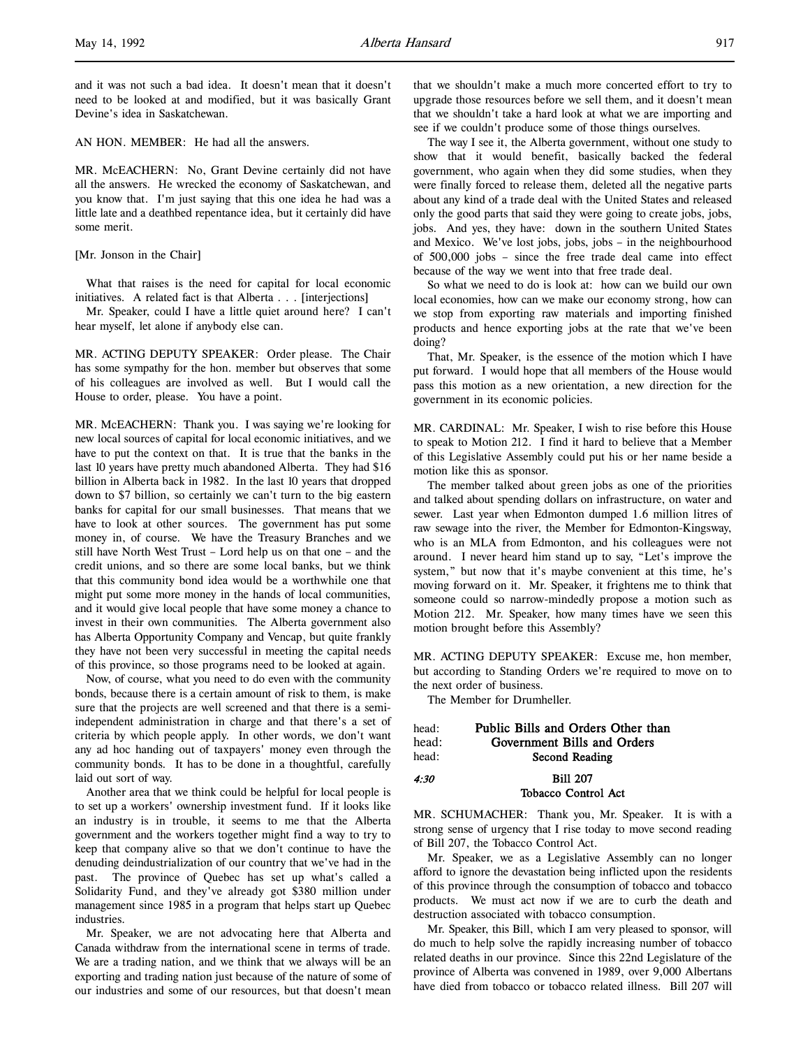and it was not such a bad idea. It doesn't mean that it doesn't need to be looked at and modified, but it was basically Grant Devine's idea in Saskatchewan.

AN HON. MEMBER: He had all the answers.

MR. McEACHERN: No, Grant Devine certainly did not have all the answers. He wrecked the economy of Saskatchewan, and you know that. I'm just saying that this one idea he had was a little late and a deathbed repentance idea, but it certainly did have some merit.

[Mr. Jonson in the Chair]

What that raises is the need for capital for local economic initiatives. A related fact is that Alberta . . . [interjections]

Mr. Speaker, could I have a little quiet around here? I can't hear myself, let alone if anybody else can.

MR. ACTING DEPUTY SPEAKER: Order please. The Chair has some sympathy for the hon. member but observes that some of his colleagues are involved as well. But I would call the House to order, please. You have a point.

MR. McEACHERN: Thank you. I was saying we're looking for new local sources of capital for local economic initiatives, and we have to put the context on that. It is true that the banks in the last 10 years have pretty much abandoned Alberta. They had $16 billion in Alberta back in 1982. In the last 10 years that dropped down to $7 billion, so certainly we can't turn to the big eastern banks for capital for our small businesses. That means that we have to look at other sources. The government has put some money in, of course. We have the Treasury Branches and we still have North West Trust – Lord help us on that one – and the credit unions, and so there are some local banks, but we think that this community bond idea would be a worthwhile one that might put some more money in the hands of local communities, and it would give local people that have some money a chance to invest in their own communities. The Alberta government also has Alberta Opportunity Company and Vencap, but quite frankly they have not been very successful in meeting the capital needs of this province, so those programs need to be looked at again.

Now, of course, what you need to do even with the community bonds, because there is a certain amount of risk to them, is make sure that the projects are well screened and that there is a semi-independent administration in charge and that there's a set of criteria by which people apply. In other words, we don't want any ad hoc handing out of taxpayers' money even through the community bonds. It has to be done in a thoughtful, carefully laid out sort of way.

Another area that we think could be helpful for local people is to set up a workers' ownership investment fund. If it looks like an industry is in trouble, it seems to me that the Alberta government and the workers together might find a way to try to keep that company alive so that we don't continue to have the denuding deindustrialization of our country that we've had in the past. The province of Quebec has set up what's called a Solidarity Fund, and they've already got $380 million under management since 1985 in a program that helps start up Quebec industries.

Mr. Speaker, we are not advocating here that Alberta and Canada withdraw from the international scene in terms of trade. We are a trading nation, and we think that we always will be an exporting and trading nation just because of the nature of some of our industries and some of our resources, but that doesn't mean that we shouldn't make a much more concerted effort to try to upgrade those resources before we sell them, and it doesn't mean that we shouldn't take a hard look at what we are importing and see if we couldn't produce some of those things ourselves.

The way I see it, the Alberta government, without one study to show that it would benefit, basically backed the federal government, who again when they did some studies, when they were finally forced to release them, deleted all the negative parts about any kind of a trade deal with the United States and released only the good parts that said they were going to create jobs, jobs, jobs. And yes, they have: down in the southern United States and Mexico. We've lost jobs, jobs, jobs – in the neighbourhood of 500,000 jobs – since the free trade deal came into effect because of the way we went into that free trade deal.

So what we need to do is look at: how can we build our own local economies, how can we make our economy strong, how can we stop from exporting raw materials and importing finished products and hence exporting jobs at the rate that we've been doing?

That, Mr. Speaker, is the essence of the motion which I have put forward. I would hope that all members of the House would pass this motion as a new orientation, a new direction for the government in its economic policies.

MR. CARDINAL: Mr. Speaker, I wish to rise before this House to speak to Motion 212. I find it hard to believe that a Member of this Legislative Assembly could put his or her name beside a motion like this as sponsor.

The member talked about green jobs as one of the priorities and talked about spending dollars on infrastructure, on water and sewer. Last year when Edmonton dumped 1.6 million litres of raw sewage into the river, the Member for Edmonton-Kingsway, who is an MLA from Edmonton, and his colleagues were not around. I never heard him stand up to say, "Let's improve the system," but now that it's maybe convenient at this time, he's moving forward on it. Mr. Speaker, it frightens me to think that someone could so narrow-mindedly propose a motion such as Motion 212. Mr. Speaker, how many times have we seen this motion brought before this Assembly?

MR. ACTING DEPUTY SPEAKER: Excuse me, hon member, but according to Standing Orders we're required to move on to the next order of business.

The Member for Drumheller.

head: **Public Bills and Orders Other than**
head: **Government Bills and Orders**
head: **Second Reading**

*4:30* **Bill 207**
**Tobacco Control Act**

MR. SCHUMACHER: Thank you, Mr. Speaker. It is with a strong sense of urgency that I rise today to move second reading of Bill 207, the Tobacco Control Act.

Mr. Speaker, we as a Legislative Assembly can no longer afford to ignore the devastation being inflicted upon the residents of this province through the consumption of tobacco and tobacco products. We must act now if we are to curb the death and destruction associated with tobacco consumption.

Mr. Speaker, this Bill, which I am very pleased to sponsor, will do much to help solve the rapidly increasing number of tobacco related deaths in our province. Since this 22nd Legislature of the province of Alberta was convened in 1989, over 9,000 Albertans have died from tobacco or tobacco related illness. Bill 207 will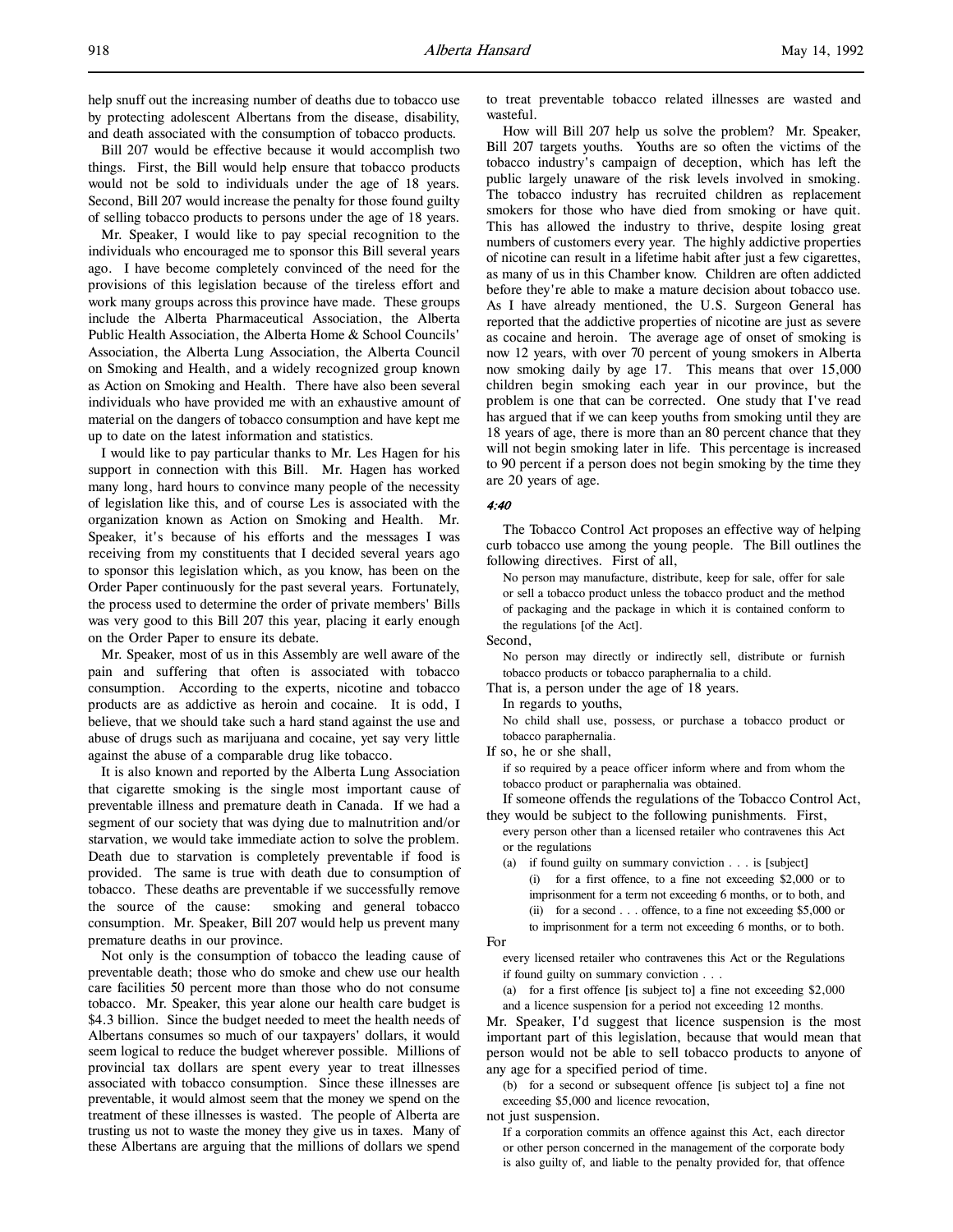help snuff out the increasing number of deaths due to tobacco use by protecting adolescent Albertans from the disease, disability, and death associated with the consumption of tobacco products.

Bill 207 would be effective because it would accomplish two things. First, the Bill would help ensure that tobacco products would not be sold to individuals under the age of 18 years. Second, Bill 207 would increase the penalty for those found guilty of selling tobacco products to persons under the age of 18 years.

Mr. Speaker, I would like to pay special recognition to the individuals who encouraged me to sponsor this Bill several years ago. I have become completely convinced of the need for the provisions of this legislation because of the tireless effort and work many groups across this province have made. These groups include the Alberta Pharmaceutical Association, the Alberta Public Health Association, the Alberta Home & School Councils' Association, the Alberta Lung Association, the Alberta Council on Smoking and Health, and a widely recognized group known as Action on Smoking and Health. There have also been several individuals who have provided me with an exhaustive amount of material on the dangers of tobacco consumption and have kept me up to date on the latest information and statistics.

I would like to pay particular thanks to Mr. Les Hagen for his support in connection with this Bill. Mr. Hagen has worked many long, hard hours to convince many people of the necessity of legislation like this, and of course Les is associated with the organization known as Action on Smoking and Health. Mr. Speaker, it's because of his efforts and the messages I was receiving from my constituents that I decided several years ago to sponsor this legislation which, as you know, has been on the Order Paper continuously for the past several years. Fortunately, the process used to determine the order of private members' Bills was very good to this Bill 207 this year, placing it early enough on the Order Paper to ensure its debate.

Mr. Speaker, most of us in this Assembly are well aware of the pain and suffering that often is associated with tobacco consumption. According to the experts, nicotine and tobacco products are as addictive as heroin and cocaine. It is odd, I believe, that we should take such a hard stand against the use and abuse of drugs such as marijuana and cocaine, yet say very little against the abuse of a comparable drug like tobacco.

It is also known and reported by the Alberta Lung Association that cigarette smoking is the single most important cause of preventable illness and premature death in Canada. If we had a segment of our society that was dying due to malnutrition and/or starvation, we would take immediate action to solve the problem. Death due to starvation is completely preventable if food is provided. The same is true with death due to consumption of tobacco. These deaths are preventable if we successfully remove the source of the cause: smoking and general tobacco consumption. Mr. Speaker, Bill 207 would help us prevent many premature deaths in our province.

Not only is the consumption of tobacco the leading cause of preventable death; those who do smoke and chew use our health care facilities 50 percent more than those who do not consume tobacco. Mr. Speaker, this year alone our health care budget is $4.3 billion. Since the budget needed to meet the health needs of Albertans consumes so much of our taxpayers' dollars, it would seem logical to reduce the budget wherever possible. Millions of provincial tax dollars are spent every year to treat illnesses associated with tobacco consumption. Since these illnesses are preventable, it would almost seem that the money we spend on the treatment of these illnesses is wasted. The people of Alberta are trusting us not to waste the money they give us in taxes. Many of these Albertans are arguing that the millions of dollars we spend to treat preventable tobacco related illnesses are wasted and wasteful.

How will Bill 207 help us solve the problem? Mr. Speaker, Bill 207 targets youths. Youths are so often the victims of the tobacco industry's campaign of deception, which has left the public largely unaware of the risk levels involved in smoking. The tobacco industry has recruited children as replacement smokers for those who have died from smoking or have quit. This has allowed the industry to thrive, despite losing great numbers of customers every year. The highly addictive properties of nicotine can result in a lifetime habit after just a few cigarettes, as many of us in this Chamber know. Children are often addicted before they're able to make a mature decision about tobacco use. As I have already mentioned, the U.S. Surgeon General has reported that the addictive properties of nicotine are just as severe as cocaine and heroin. The average age of onset of smoking is now 12 years, with over 70 percent of young smokers in Alberta now smoking daily by age 17. This means that over 15,000 children begin smoking each year in our province, but the problem is one that can be corrected. One study that I've read has argued that if we can keep youths from smoking until they are 18 years of age, there is more than an 80 percent chance that they will not begin smoking later in life. This percentage is increased to 90 percent if a person does not begin smoking by the time they are 20 years of age.

*4:40*

The Tobacco Control Act proposes an effective way of helping curb tobacco use among the young people. The Bill outlines the following directives. First of all,

> No person may manufacture, distribute, keep for sale, offer for sale or sell a tobacco product unless the tobacco product and the method of packaging and the package in which it is contained conform to the regulations [of the Act].

Second,

> No person may directly or indirectly sell, distribute or furnish tobacco products or tobacco paraphernalia to a child.

That is, a person under the age of 18 years.

In regards to youths,

> No child shall use, possess, or purchase a tobacco product or tobacco paraphernalia.

If so, he or she shall,

> if so required by a peace officer inform where and from whom the tobacco product or paraphernalia was obtained.

If someone offends the regulations of the Tobacco Control Act, they would be subject to the following punishments. First,

> every person other than a licensed retailer who contravenes this Act or the regulations
>
> (a) if found guilty on summary conviction . . . is [subject]
>
> (i) for a first offence, to a fine not exceeding $2,000 or to imprisonment for a term not exceeding 6 months, or to both, and
>
> (ii) for a second . . . offence, to a fine not exceeding $5,000 or to imprisonment for a term not exceeding 6 months, or to both.

For

> every licensed retailer who contravenes this Act or the Regulations if found guilty on summary conviction . . .
>
> (a) for a first offence [is subject to] a fine not exceeding $2,000 and a licence suspension for a period not exceeding 12 months.

Mr. Speaker, I'd suggest that licence suspension is the most important part of this legislation, because that would mean that person would not be able to sell tobacco products to anyone of any age for a specified period of time.

> (b) for a second or subsequent offence [is subject to] a fine not exceeding $5,000 and licence revocation,

not just suspension.

> If a corporation commits an offence against this Act, each director or other person concerned in the management of the corporate body is also guilty of, and liable to the penalty provided for, that offence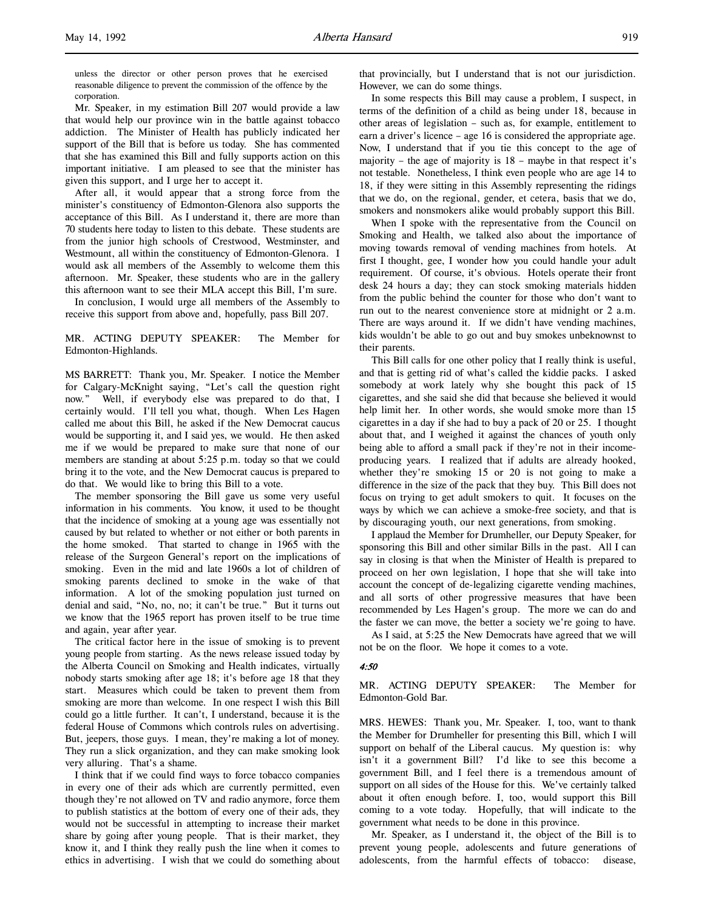unless the director or other person proves that he exercised reasonable diligence to prevent the commission of the offence by the corporation.

Mr. Speaker, in my estimation Bill 207 would provide a law that would help our province win in the battle against tobacco addiction. The Minister of Health has publicly indicated her support of the Bill that is before us today. She has commented that she has examined this Bill and fully supports action on this important initiative. I am pleased to see that the minister has given this support, and I urge her to accept it.

After all, it would appear that a strong force from the minister's constituency of Edmonton-Glenora also supports the acceptance of this Bill. As I understand it, there are more than 70 students here today to listen to this debate. These students are from the junior high schools of Crestwood, Westminster, and Westmount, all within the constituency of Edmonton-Glenora. I would ask all members of the Assembly to welcome them this afternoon. Mr. Speaker, these students who are in the gallery this afternoon want to see their MLA accept this Bill, I'm sure.

In conclusion, I would urge all members of the Assembly to receive this support from above and, hopefully, pass Bill 207.

MR. ACTING DEPUTY SPEAKER: The Member for Edmonton-Highlands.

MS BARRETT: Thank you, Mr. Speaker. I notice the Member for Calgary-McKnight saying, "Let's call the question right now." Well, if everybody else was prepared to do that, I certainly would. I'll tell you what, though. When Les Hagen called me about this Bill, he asked if the New Democrat caucus would be supporting it, and I said yes, we would. He then asked me if we would be prepared to make sure that none of our members are standing at about 5:25 p.m. today so that we could bring it to the vote, and the New Democrat caucus is prepared to do that. We would like to bring this Bill to a vote.

The member sponsoring the Bill gave us some very useful information in his comments. You know, it used to be thought that the incidence of smoking at a young age was essentially not caused by but related to whether or not either or both parents in the home smoked. That started to change in 1965 with the release of the Surgeon General's report on the implications of smoking. Even in the mid and late 1960s a lot of children of smoking parents declined to smoke in the wake of that information. A lot of the smoking population just turned on denial and said, "No, no, no; it can't be true." But it turns out we know that the 1965 report has proven itself to be true time and again, year after year.

The critical factor here in the issue of smoking is to prevent young people from starting. As the news release issued today by the Alberta Council on Smoking and Health indicates, virtually nobody starts smoking after age 18; it's before age 18 that they start. Measures which could be taken to prevent them from smoking are more than welcome. In one respect I wish this Bill could go a little further. It can't, I understand, because it is the federal House of Commons which controls rules on advertising. But, jeepers, those guys. I mean, they're making a lot of money. They run a slick organization, and they can make smoking look very alluring. That's a shame.

I think that if we could find ways to force tobacco companies in every one of their ads which are currently permitted, even though they're not allowed on TV and radio anymore, force them to publish statistics at the bottom of every one of their ads, they would not be successful in attempting to increase their market share by going after young people. That is their market, they know it, and I think they really push the line when it comes to ethics in advertising. I wish that we could do something about that provincially, but I understand that is not our jurisdiction. However, we can do some things.

In some respects this Bill may cause a problem, I suspect, in terms of the definition of a child as being under 18, because in other areas of legislation – such as, for example, entitlement to earn a driver's licence – age 16 is considered the appropriate age. Now, I understand that if you tie this concept to the age of majority – the age of majority is 18 – maybe in that respect it's not testable. Nonetheless, I think even people who are age 14 to 18, if they were sitting in this Assembly representing the ridings that we do, on the regional, gender, et cetera, basis that we do, smokers and nonsmokers alike would probably support this Bill.

When I spoke with the representative from the Council on Smoking and Health, we talked also about the importance of moving towards removal of vending machines from hotels. At first I thought, gee, I wonder how you could handle your adult requirement. Of course, it's obvious. Hotels operate their front desk 24 hours a day; they can stock smoking materials hidden from the public behind the counter for those who don't want to run out to the nearest convenience store at midnight or 2 a.m. There are ways around it. If we didn't have vending machines, kids wouldn't be able to go out and buy smokes unbeknownst to their parents.

This Bill calls for one other policy that I really think is useful, and that is getting rid of what's called the kiddie packs. I asked somebody at work lately why she bought this pack of 15 cigarettes, and she said she did that because she believed it would help limit her. In other words, she would smoke more than 15 cigarettes in a day if she had to buy a pack of 20 or 25. I thought about that, and I weighed it against the chances of youth only being able to afford a small pack if they're not in their income-producing years. I realized that if adults are already hooked, whether they're smoking 15 or 20 is not going to make a difference in the size of the pack that they buy. This Bill does not focus on trying to get adult smokers to quit. It focuses on the ways by which we can achieve a smoke-free society, and that is by discouraging youth, our next generations, from smoking.

I applaud the Member for Drumheller, our Deputy Speaker, for sponsoring this Bill and other similar Bills in the past. All I can say in closing is that when the Minister of Health is prepared to proceed on her own legislation, I hope that she will take into account the concept of de-legalizing cigarette vending machines, and all sorts of other progressive measures that have been recommended by Les Hagen's group. The more we can do and the faster we can move, the better a society we're going to have.

As I said, at 5:25 the New Democrats have agreed that we will not be on the floor. We hope it comes to a vote.

*4:50*

MR. ACTING DEPUTY SPEAKER: The Member for Edmonton-Gold Bar.

MRS. HEWES: Thank you, Mr. Speaker. I, too, want to thank the Member for Drumheller for presenting this Bill, which I will support on behalf of the Liberal caucus. My question is: why isn't it a government Bill? I'd like to see this become a government Bill, and I feel there is a tremendous amount of support on all sides of the House for this. We've certainly talked about it often enough before. I, too, would support this Bill coming to a vote today. Hopefully, that will indicate to the government what needs to be done in this province.

Mr. Speaker, as I understand it, the object of the Bill is to prevent young people, adolescents and future generations of adolescents, from the harmful effects of tobacco: disease,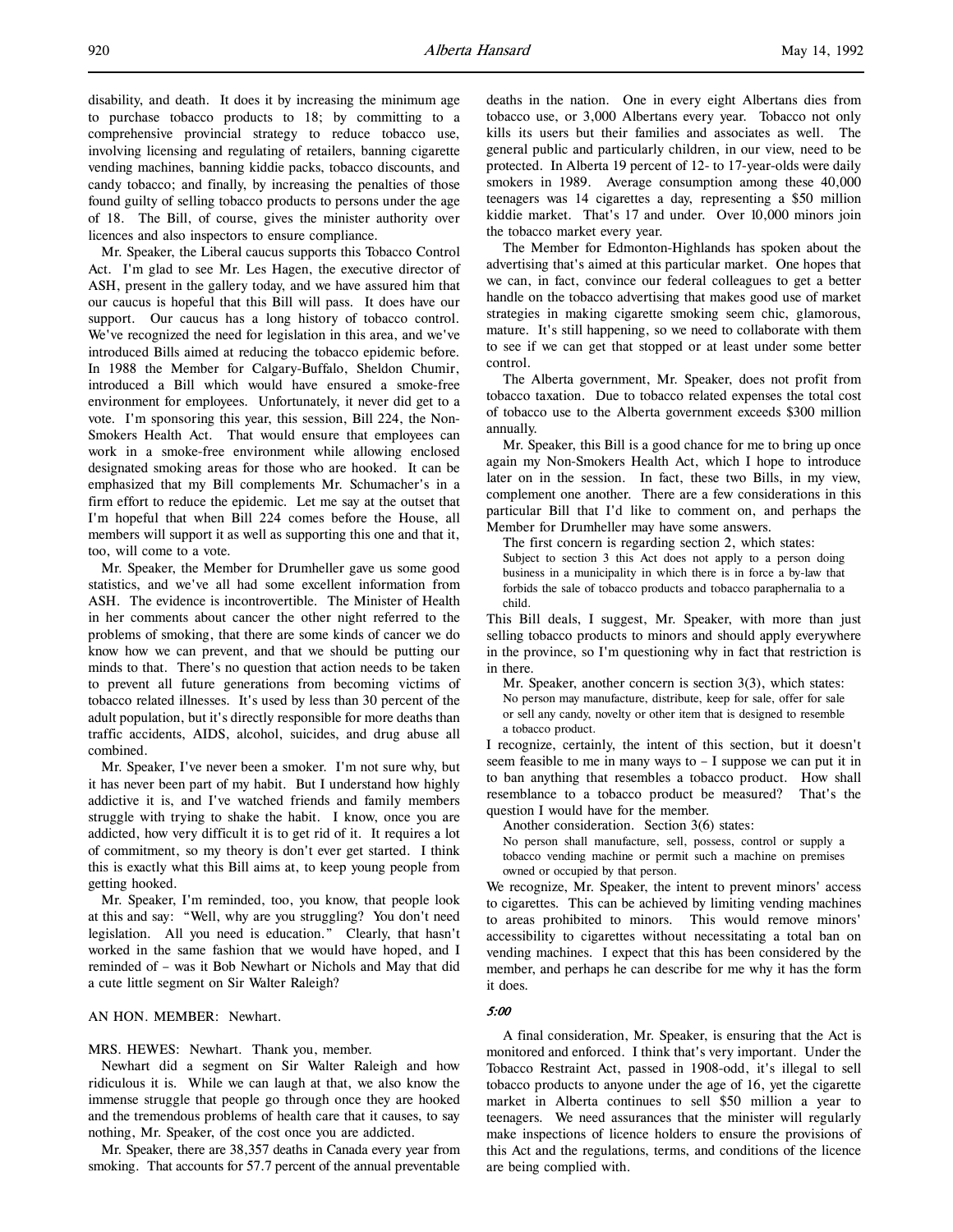disability, and death. It does it by increasing the minimum age to purchase tobacco products to 18; by committing to a comprehensive provincial strategy to reduce tobacco use, involving licensing and regulating of retailers, banning cigarette vending machines, banning kiddie packs, tobacco discounts, and candy tobacco; and finally, by increasing the penalties of those found guilty of selling tobacco products to persons under the age of 18. The Bill, of course, gives the minister authority over licences and also inspectors to ensure compliance.

Mr. Speaker, the Liberal caucus supports this Tobacco Control Act. I'm glad to see Mr. Les Hagen, the executive director of ASH, present in the gallery today, and we have assured him that our caucus is hopeful that this Bill will pass. It does have our support. Our caucus has a long history of tobacco control. We've recognized the need for legislation in this area, and we've introduced Bills aimed at reducing the tobacco epidemic before. In 1988 the Member for Calgary-Buffalo, Sheldon Chumir, introduced a Bill which would have ensured a smoke-free environment for employees. Unfortunately, it never did get to a vote. I'm sponsoring this year, this session, Bill 224, the Non-Smokers Health Act. That would ensure that employees can work in a smoke-free environment while allowing enclosed designated smoking areas for those who are hooked. It can be emphasized that my Bill complements Mr. Schumacher's in a firm effort to reduce the epidemic. Let me say at the outset that I'm hopeful that when Bill 224 comes before the House, all members will support it as well as supporting this one and that it, too, will come to a vote.

Mr. Speaker, the Member for Drumheller gave us some good statistics, and we've all had some excellent information from ASH. The evidence is incontrovertible. The Minister of Health in her comments about cancer the other night referred to the problems of smoking, that there are some kinds of cancer we do know how we can prevent, and that we should be putting our minds to that. There's no question that action needs to be taken to prevent all future generations from becoming victims of tobacco related illnesses. It's used by less than 30 percent of the adult population, but it's directly responsible for more deaths than traffic accidents, AIDS, alcohol, suicides, and drug abuse all combined.

Mr. Speaker, I've never been a smoker. I'm not sure why, but it has never been part of my habit. But I understand how highly addictive it is, and I've watched friends and family members struggle with trying to shake the habit. I know, once you are addicted, how very difficult it is to get rid of it. It requires a lot of commitment, so my theory is don't ever get started. I think this is exactly what this Bill aims at, to keep young people from getting hooked.

Mr. Speaker, I'm reminded, too, you know, that people look at this and say: "Well, why are you struggling? You don't need legislation. All you need is education." Clearly, that hasn't worked in the same fashion that we would have hoped, and I reminded of – was it Bob Newhart or Nichols and May that did a cute little segment on Sir Walter Raleigh?

AN HON. MEMBER: Newhart.

MRS. HEWES: Newhart. Thank you, member.

Newhart did a segment on Sir Walter Raleigh and how ridiculous it is. While we can laugh at that, we also know the immense struggle that people go through once they are hooked and the tremendous problems of health care that it causes, to say nothing, Mr. Speaker, of the cost once you are addicted.

Mr. Speaker, there are 38,357 deaths in Canada every year from smoking. That accounts for 57.7 percent of the annual preventable deaths in the nation. One in every eight Albertans dies from tobacco use, or 3,000 Albertans every year. Tobacco not only kills its users but their families and associates as well. The general public and particularly children, in our view, need to be protected. In Alberta 19 percent of 12- to 17-year-olds were daily smokers in 1989. Average consumption among these 40,000 teenagers was 14 cigarettes a day, representing a $50 million kiddie market. That's 17 and under. Over 10,000 minors join the tobacco market every year.

The Member for Edmonton-Highlands has spoken about the advertising that's aimed at this particular market. One hopes that we can, in fact, convince our federal colleagues to get a better handle on the tobacco advertising that makes good use of market strategies in making cigarette smoking seem chic, glamorous, mature. It's still happening, so we need to collaborate with them to see if we can get that stopped or at least under some better control.

The Alberta government, Mr. Speaker, does not profit from tobacco taxation. Due to tobacco related expenses the total cost of tobacco use to the Alberta government exceeds $300 million annually.

Mr. Speaker, this Bill is a good chance for me to bring up once again my Non-Smokers Health Act, which I hope to introduce later on in the session. In fact, these two Bills, in my view, complement one another. There are a few considerations in this particular Bill that I'd like to comment on, and perhaps the Member for Drumheller may have some answers.

The first concern is regarding section 2, which states:

> Subject to section 3 this Act does not apply to a person doing business in a municipality in which there is in force a by-law that forbids the sale of tobacco products and tobacco paraphernalia to a child.

This Bill deals, I suggest, Mr. Speaker, with more than just selling tobacco products to minors and should apply everywhere in the province, so I'm questioning why in fact that restriction is in there.

Mr. Speaker, another concern is section 3(3), which states:

> No person may manufacture, distribute, keep for sale, offer for sale or sell any candy, novelty or other item that is designed to resemble a tobacco product.

I recognize, certainly, the intent of this section, but it doesn't seem feasible to me in many ways to – I suppose we can put it in to ban anything that resembles a tobacco product. How shall resemblance to a tobacco product be measured? That's the question I would have for the member.

Another consideration. Section 3(6) states:

> No person shall manufacture, sell, possess, control or supply a tobacco vending machine or permit such a machine on premises owned or occupied by that person.

We recognize, Mr. Speaker, the intent to prevent minors' access to cigarettes. This can be achieved by limiting vending machines to areas prohibited to minors. This would remove minors' accessibility to cigarettes without necessitating a total ban on vending machines. I expect that this has been considered by the member, and perhaps he can describe for me why it has the form it does.

*5:00*

A final consideration, Mr. Speaker, is ensuring that the Act is monitored and enforced. I think that's very important. Under the Tobacco Restraint Act, passed in 1908-odd, it's illegal to sell tobacco products to anyone under the age of 16, yet the cigarette market in Alberta continues to sell $50 million a year to teenagers. We need assurances that the minister will regularly make inspections of licence holders to ensure the provisions of this Act and the regulations, terms, and conditions of the licence are being complied with.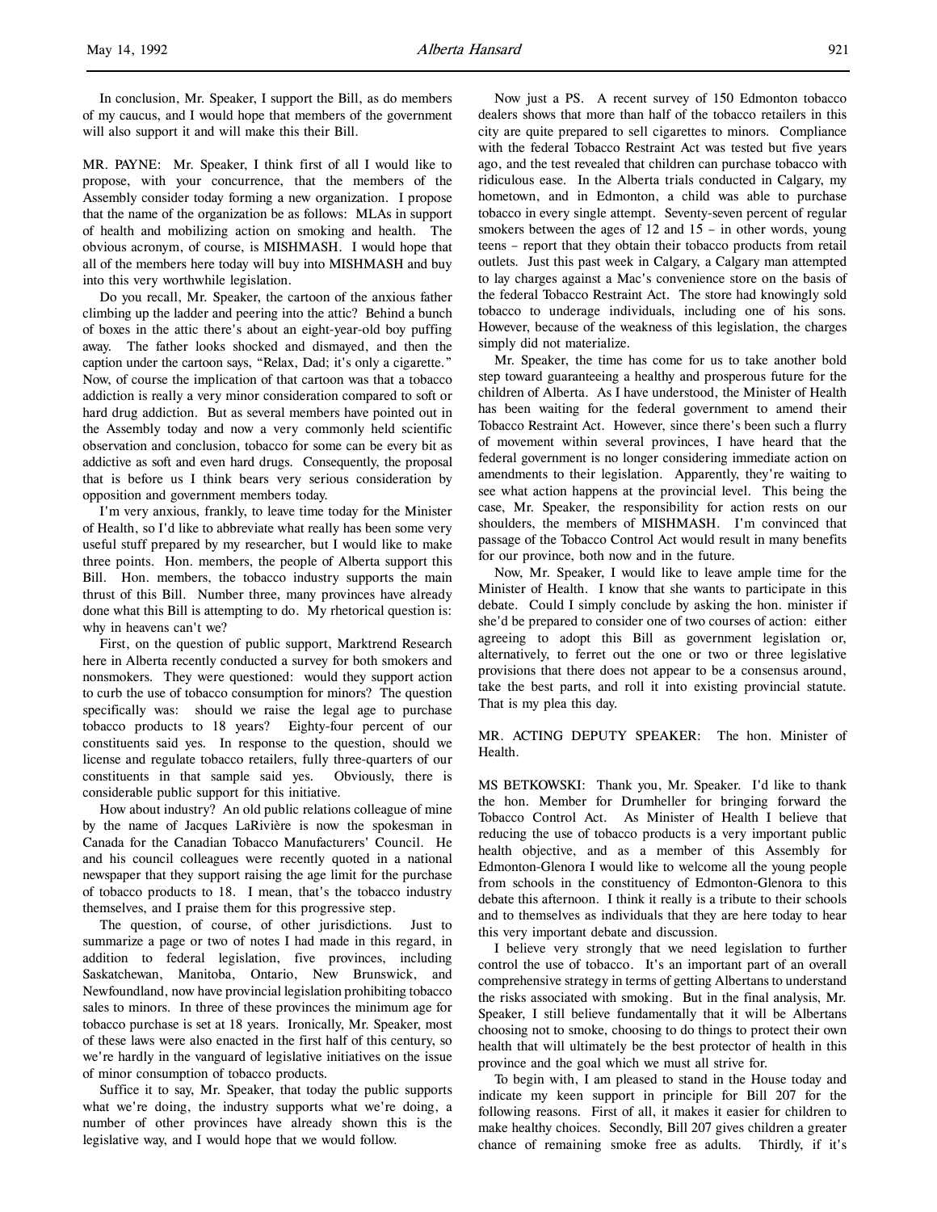In conclusion, Mr. Speaker, I support the Bill, as do members of my caucus, and I would hope that members of the government will also support it and will make this their Bill.

MR. PAYNE: Mr. Speaker, I think first of all I would like to propose, with your concurrence, that the members of the Assembly consider today forming a new organization. I propose that the name of the organization be as follows: MLAs in support of health and mobilizing action on smoking and health. The obvious acronym, of course, is MISHMASH. I would hope that all of the members here today will buy into MISHMASH and buy into this very worthwhile legislation.

Do you recall, Mr. Speaker, the cartoon of the anxious father climbing up the ladder and peering into the attic? Behind a bunch of boxes in the attic there's about an eight-year-old boy puffing away. The father looks shocked and dismayed, and then the caption under the cartoon says, "Relax, Dad; it's only a cigarette." Now, of course the implication of that cartoon was that a tobacco addiction is really a very minor consideration compared to soft or hard drug addiction. But as several members have pointed out in the Assembly today and now a very commonly held scientific observation and conclusion, tobacco for some can be every bit as addictive as soft and even hard drugs. Consequently, the proposal that is before us I think bears very serious consideration by opposition and government members today.

I'm very anxious, frankly, to leave time today for the Minister of Health, so I'd like to abbreviate what really has been some very useful stuff prepared by my researcher, but I would like to make three points. Hon. members, the people of Alberta support this Bill. Hon. members, the tobacco industry supports the main thrust of this Bill. Number three, many provinces have already done what this Bill is attempting to do. My rhetorical question is: why in heavens can't we?

First, on the question of public support, Marktrend Research here in Alberta recently conducted a survey for both smokers and nonsmokers. They were questioned: would they support action to curb the use of tobacco consumption for minors? The question specifically was: should we raise the legal age to purchase tobacco products to 18 years? Eighty-four percent of our constituents said yes. In response to the question, should we license and regulate tobacco retailers, fully three-quarters of our constituents in that sample said yes. Obviously, there is considerable public support for this initiative.

How about industry? An old public relations colleague of mine by the name of Jacques LaRivière is now the spokesman in Canada for the Canadian Tobacco Manufacturers' Council. He and his council colleagues were recently quoted in a national newspaper that they support raising the age limit for the purchase of tobacco products to 18. I mean, that's the tobacco industry themselves, and I praise them for this progressive step.

The question, of course, of other jurisdictions. Just to summarize a page or two of notes I had made in this regard, in addition to federal legislation, five provinces, including Saskatchewan, Manitoba, Ontario, New Brunswick, and Newfoundland, now have provincial legislation prohibiting tobacco sales to minors. In three of these provinces the minimum age for tobacco purchase is set at 18 years. Ironically, Mr. Speaker, most of these laws were also enacted in the first half of this century, so we're hardly in the vanguard of legislative initiatives on the issue of minor consumption of tobacco products.

Suffice it to say, Mr. Speaker, that today the public supports what we're doing, the industry supports what we're doing, a number of other provinces have already shown this is the legislative way, and I would hope that we would follow.

Now just a PS. A recent survey of 150 Edmonton tobacco dealers shows that more than half of the tobacco retailers in this city are quite prepared to sell cigarettes to minors. Compliance with the federal Tobacco Restraint Act was tested but five years ago, and the test revealed that children can purchase tobacco with ridiculous ease. In the Alberta trials conducted in Calgary, my hometown, and in Edmonton, a child was able to purchase tobacco in every single attempt. Seventy-seven percent of regular smokers between the ages of 12 and 15 – in other words, young teens – report that they obtain their tobacco products from retail outlets. Just this past week in Calgary, a Calgary man attempted to lay charges against a Mac's convenience store on the basis of the federal Tobacco Restraint Act. The store had knowingly sold tobacco to underage individuals, including one of his sons. However, because of the weakness of this legislation, the charges simply did not materialize.

Mr. Speaker, the time has come for us to take another bold step toward guaranteeing a healthy and prosperous future for the children of Alberta. As I have understood, the Minister of Health has been waiting for the federal government to amend their Tobacco Restraint Act. However, since there's been such a flurry of movement within several provinces, I have heard that the federal government is no longer considering immediate action on amendments to their legislation. Apparently, they're waiting to see what action happens at the provincial level. This being the case, Mr. Speaker, the responsibility for action rests on our shoulders, the members of MISHMASH. I'm convinced that passage of the Tobacco Control Act would result in many benefits for our province, both now and in the future.

Now, Mr. Speaker, I would like to leave ample time for the Minister of Health. I know that she wants to participate in this debate. Could I simply conclude by asking the hon. minister if she'd be prepared to consider one of two courses of action: either agreeing to adopt this Bill as government legislation or, alternatively, to ferret out the one or two or three legislative provisions that there does not appear to be a consensus around, take the best parts, and roll it into existing provincial statute. That is my plea this day.

MR. ACTING DEPUTY SPEAKER: The hon. Minister of Health.

MS BETKOWSKI: Thank you, Mr. Speaker. I'd like to thank the hon. Member for Drumheller for bringing forward the Tobacco Control Act. As Minister of Health I believe that reducing the use of tobacco products is a very important public health objective, and as a member of this Assembly for Edmonton-Glenora I would like to welcome all the young people from schools in the constituency of Edmonton-Glenora to this debate this afternoon. I think it really is a tribute to their schools and to themselves as individuals that they are here today to hear this very important debate and discussion.

I believe very strongly that we need legislation to further control the use of tobacco. It's an important part of an overall comprehensive strategy in terms of getting Albertans to understand the risks associated with smoking. But in the final analysis, Mr. Speaker, I still believe fundamentally that it will be Albertans choosing not to smoke, choosing to do things to protect their own health that will ultimately be the best protector of health in this province and the goal which we must all strive for.

To begin with, I am pleased to stand in the House today and indicate my keen support in principle for Bill 207 for the following reasons. First of all, it makes it easier for children to make healthy choices. Secondly, Bill 207 gives children a greater chance of remaining smoke free as adults. Thirdly, if it's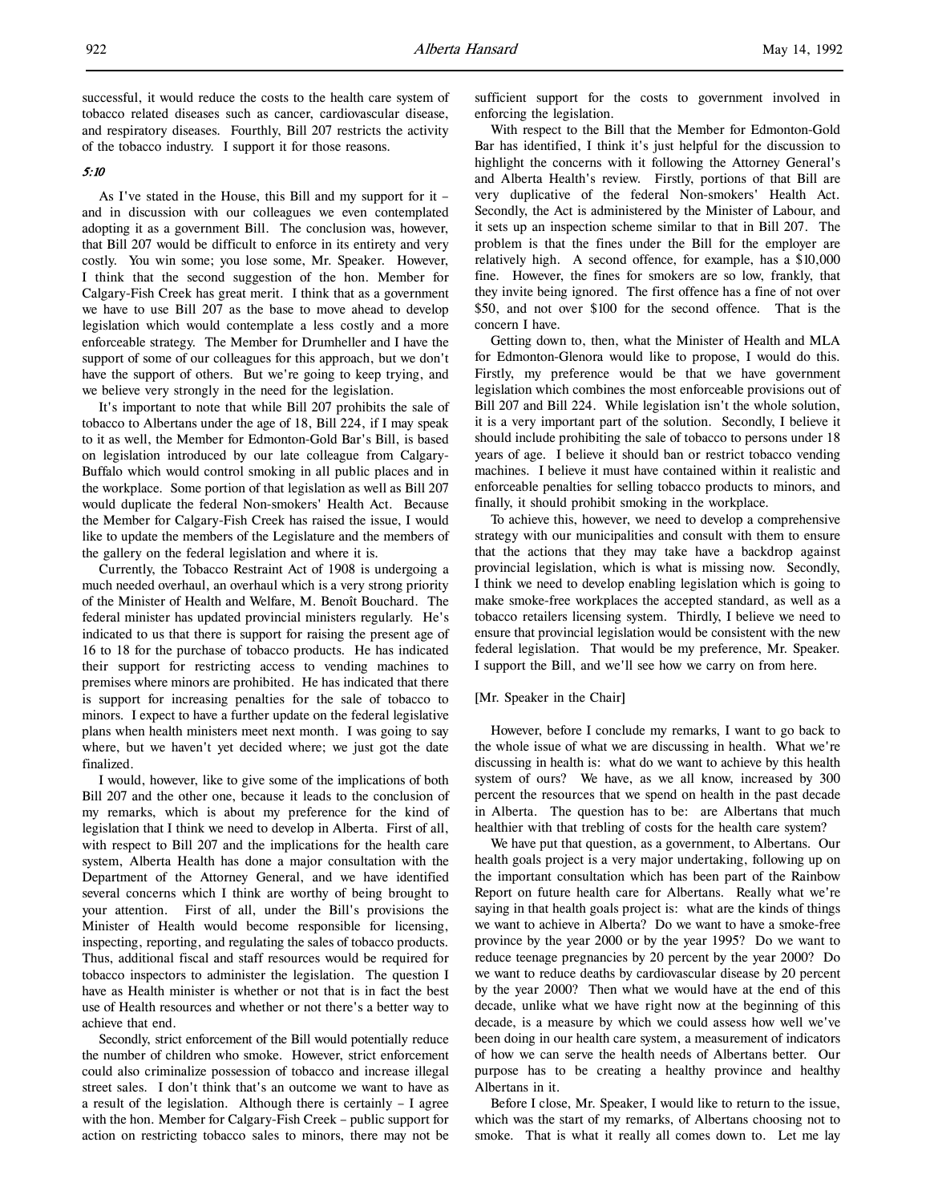successful, it would reduce the costs to the health care system of tobacco related diseases such as cancer, cardiovascular disease, and respiratory diseases. Fourthly, Bill 207 restricts the activity of the tobacco industry. I support it for those reasons.

*5:10*

As I've stated in the House, this Bill and my support for it – and in discussion with our colleagues we even contemplated adopting it as a government Bill. The conclusion was, however, that Bill 207 would be difficult to enforce in its entirety and very costly. You win some; you lose some, Mr. Speaker. However, I think that the second suggestion of the hon. Member for Calgary-Fish Creek has great merit. I think that as a government we have to use Bill 207 as the base to move ahead to develop legislation which would contemplate a less costly and a more enforceable strategy. The Member for Drumheller and I have the support of some of our colleagues for this approach, but we don't have the support of others. But we're going to keep trying, and we believe very strongly in the need for the legislation.

It's important to note that while Bill 207 prohibits the sale of tobacco to Albertans under the age of 18, Bill 224, if I may speak to it as well, the Member for Edmonton-Gold Bar's Bill, is based on legislation introduced by our late colleague from Calgary-Buffalo which would control smoking in all public places and in the workplace. Some portion of that legislation as well as Bill 207 would duplicate the federal Non-smokers' Health Act. Because the Member for Calgary-Fish Creek has raised the issue, I would like to update the members of the Legislature and the members of the gallery on the federal legislation and where it is.

Currently, the Tobacco Restraint Act of 1908 is undergoing a much needed overhaul, an overhaul which is a very strong priority of the Minister of Health and Welfare, M. Benoît Bouchard. The federal minister has updated provincial ministers regularly. He's indicated to us that there is support for raising the present age of 16 to 18 for the purchase of tobacco products. He has indicated their support for restricting access to vending machines to premises where minors are prohibited. He has indicated that there is support for increasing penalties for the sale of tobacco to minors. I expect to have a further update on the federal legislative plans when health ministers meet next month. I was going to say where, but we haven't yet decided where; we just got the date finalized.

I would, however, like to give some of the implications of both Bill 207 and the other one, because it leads to the conclusion of my remarks, which is about my preference for the kind of legislation that I think we need to develop in Alberta. First of all, with respect to Bill 207 and the implications for the health care system, Alberta Health has done a major consultation with the Department of the Attorney General, and we have identified several concerns which I think are worthy of being brought to your attention. First of all, under the Bill's provisions the Minister of Health would become responsible for licensing, inspecting, reporting, and regulating the sales of tobacco products. Thus, additional fiscal and staff resources would be required for tobacco inspectors to administer the legislation. The question I have as Health minister is whether or not that is in fact the best use of Health resources and whether or not there's a better way to achieve that end.

Secondly, strict enforcement of the Bill would potentially reduce the number of children who smoke. However, strict enforcement could also criminalize possession of tobacco and increase illegal street sales. I don't think that's an outcome we want to have as a result of the legislation. Although there is certainly – I agree with the hon. Member for Calgary-Fish Creek – public support for action on restricting tobacco sales to minors, there may not be sufficient support for the costs to government involved in enforcing the legislation.

With respect to the Bill that the Member for Edmonton-Gold Bar has identified, I think it's just helpful for the discussion to highlight the concerns with it following the Attorney General's and Alberta Health's review. Firstly, portions of that Bill are very duplicative of the federal Non-smokers' Health Act. Secondly, the Act is administered by the Minister of Labour, and it sets up an inspection scheme similar to that in Bill 207. The problem is that the fines under the Bill for the employer are relatively high. A second offence, for example, has a $10,000 fine. However, the fines for smokers are so low, frankly, that they invite being ignored. The first offence has a fine of not over $50, and not over $100 for the second offence. That is the concern I have.

Getting down to, then, what the Minister of Health and MLA for Edmonton-Glenora would like to propose, I would do this. Firstly, my preference would be that we have government legislation which combines the most enforceable provisions out of Bill 207 and Bill 224. While legislation isn't the whole solution, it is a very important part of the solution. Secondly, I believe it should include prohibiting the sale of tobacco to persons under 18 years of age. I believe it should ban or restrict tobacco vending machines. I believe it must have contained within it realistic and enforceable penalties for selling tobacco products to minors, and finally, it should prohibit smoking in the workplace.

To achieve this, however, we need to develop a comprehensive strategy with our municipalities and consult with them to ensure that the actions that they may take have a backdrop against provincial legislation, which is what is missing now. Secondly, I think we need to develop enabling legislation which is going to make smoke-free workplaces the accepted standard, as well as a tobacco retailers licensing system. Thirdly, I believe we need to ensure that provincial legislation would be consistent with the new federal legislation. That would be my preference, Mr. Speaker. I support the Bill, and we'll see how we carry on from here.

[Mr. Speaker in the Chair]

However, before I conclude my remarks, I want to go back to the whole issue of what we are discussing in health. What we're discussing in health is: what do we want to achieve by this health system of ours? We have, as we all know, increased by 300 percent the resources that we spend on health in the past decade in Alberta. The question has to be: are Albertans that much healthier with that trebling of costs for the health care system?

We have put that question, as a government, to Albertans. Our health goals project is a very major undertaking, following up on the important consultation which has been part of the Rainbow Report on future health care for Albertans. Really what we're saying in that health goals project is: what are the kinds of things we want to achieve in Alberta? Do we want to have a smoke-free province by the year 2000 or by the year 1995? Do we want to reduce teenage pregnancies by 20 percent by the year 2000? Do we want to reduce deaths by cardiovascular disease by 20 percent by the year 2000? Then what we would have at the end of this decade, unlike what we have right now at the beginning of this decade, is a measure by which we could assess how well we've been doing in our health care system, a measurement of indicators of how we can serve the health needs of Albertans better. Our purpose has to be creating a healthy province and healthy Albertans in it.

Before I close, Mr. Speaker, I would like to return to the issue, which was the start of my remarks, of Albertans choosing not to smoke. That is what it really all comes down to. Let me lay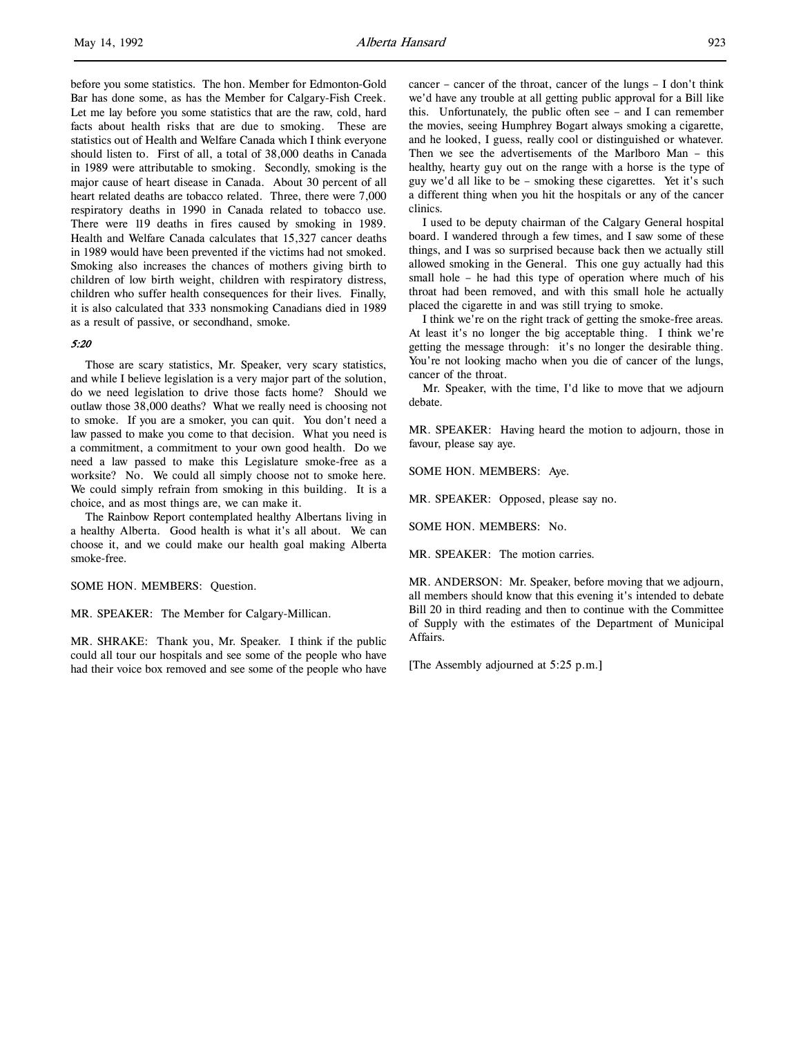before you some statistics. The hon. Member for Edmonton-Gold Bar has done some, as has the Member for Calgary-Fish Creek. Let me lay before you some statistics that are the raw, cold, hard facts about health risks that are due to smoking. These are statistics out of Health and Welfare Canada which I think everyone should listen to. First of all, a total of 38,000 deaths in Canada in 1989 were attributable to smoking. Secondly, smoking is the major cause of heart disease in Canada. About 30 percent of all heart related deaths are tobacco related. Three, there were 7,000 respiratory deaths in 1990 in Canada related to tobacco use. There were 119 deaths in fires caused by smoking in 1989. Health and Welfare Canada calculates that 15,327 cancer deaths in 1989 would have been prevented if the victims had not smoked. Smoking also increases the chances of mothers giving birth to children of low birth weight, children with respiratory distress, children who suffer health consequences for their lives. Finally, it is also calculated that 333 nonsmoking Canadians died in 1989 as a result of passive, or secondhand, smoke.

*5:20*

Those are scary statistics, Mr. Speaker, very scary statistics, and while I believe legislation is a very major part of the solution, do we need legislation to drive those facts home? Should we outlaw those 38,000 deaths? What we really need is choosing not to smoke. If you are a smoker, you can quit. You don't need a law passed to make you come to that decision. What you need is a commitment, a commitment to your own good health. Do we need a law passed to make this Legislature smoke-free as a worksite? No. We could all simply choose not to smoke here. We could simply refrain from smoking in this building. It is a choice, and as most things are, we can make it.

The Rainbow Report contemplated healthy Albertans living in a healthy Alberta. Good health is what it's all about. We can choose it, and we could make our health goal making Alberta smoke-free.

SOME HON. MEMBERS: Question.

MR. SPEAKER: The Member for Calgary-Millican.

MR. SHRAKE: Thank you, Mr. Speaker. I think if the public could all tour our hospitals and see some of the people who have had their voice box removed and see some of the people who have cancer – cancer of the throat, cancer of the lungs – I don't think we'd have any trouble at all getting public approval for a Bill like this. Unfortunately, the public often see – and I can remember the movies, seeing Humphrey Bogart always smoking a cigarette, and he looked, I guess, really cool or distinguished or whatever. Then we see the advertisements of the Marlboro Man – this healthy, hearty guy out on the range with a horse is the type of guy we'd all like to be – smoking these cigarettes. Yet it's such a different thing when you hit the hospitals or any of the cancer clinics.

I used to be deputy chairman of the Calgary General hospital board. I wandered through a few times, and I saw some of these things, and I was so surprised because back then we actually still allowed smoking in the General. This one guy actually had this small hole – he had this type of operation where much of his throat had been removed, and with this small hole he actually placed the cigarette in and was still trying to smoke.

I think we're on the right track of getting the smoke-free areas. At least it's no longer the big acceptable thing. I think we're getting the message through: it's no longer the desirable thing. You're not looking macho when you die of cancer of the lungs, cancer of the throat.

Mr. Speaker, with the time, I'd like to move that we adjourn debate.

MR. SPEAKER: Having heard the motion to adjourn, those in favour, please say aye.

SOME HON. MEMBERS: Aye.

MR. SPEAKER: Opposed, please say no.

SOME HON. MEMBERS: No.

MR. SPEAKER: The motion carries.

MR. ANDERSON: Mr. Speaker, before moving that we adjourn, all members should know that this evening it's intended to debate Bill 20 in third reading and then to continue with the Committee of Supply with the estimates of the Department of Municipal Affairs.

[The Assembly adjourned at 5:25 p.m.]